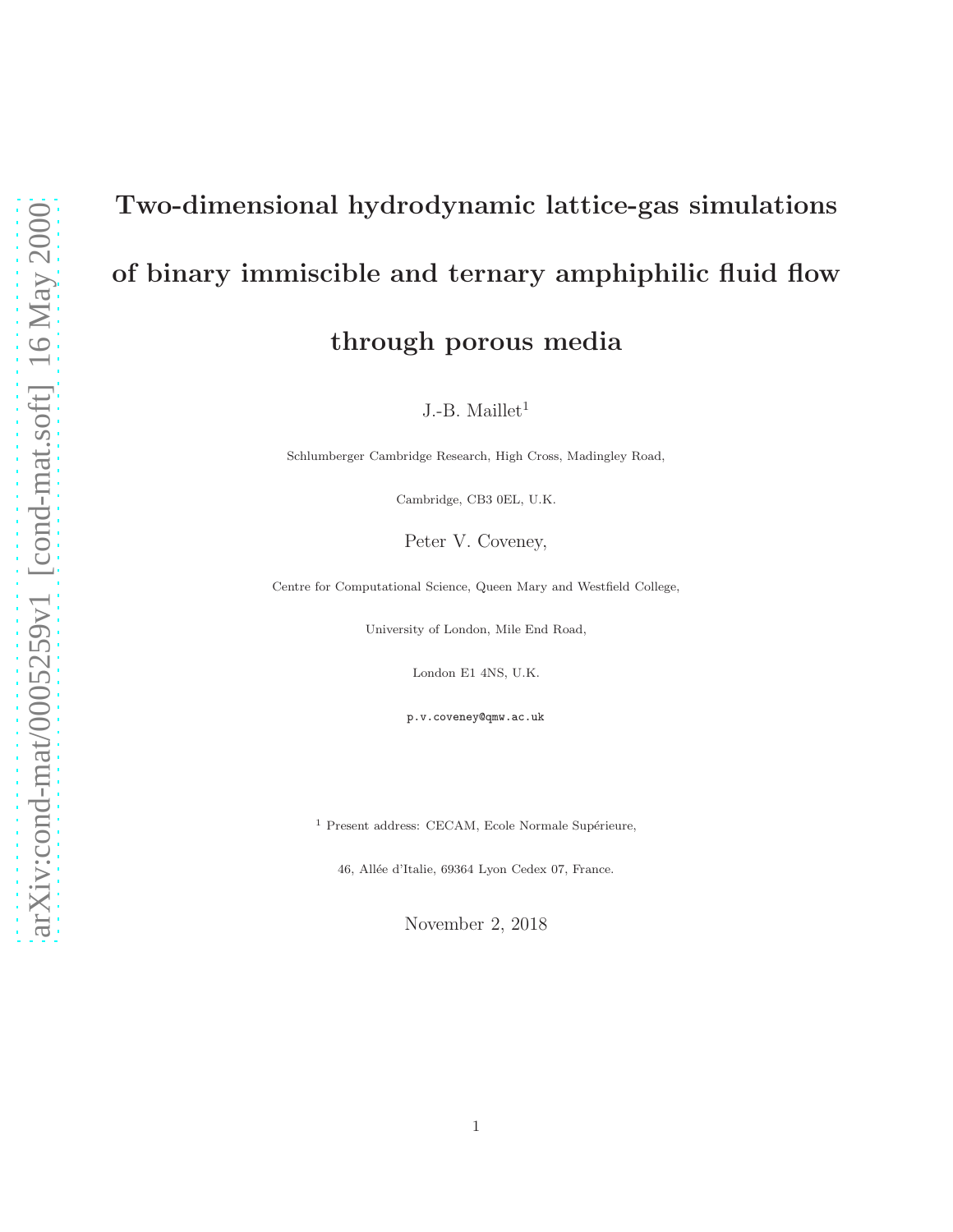# Two-dimensional hydrodynamic lattice-gas simulations of binary immiscible and ternary amphiphilic fluid flow through porous media

J.-B. Maillet[1]

Schlumberger Cambridge Research, High Cross, Madingley Road,

Cambridge, CB3 0EL, U.K.

Peter V. Coveney,

Centre for Computational Science, Queen Mary and Westfield College,

University of London, Mile End Road,

London E1 4NS, U.K.

p.v.coveney@qmw.ac.uk

[1] Present address: CECAM, Ecole Normale Supérieure,

46, Allée d'Italie, 69364 Lyon Cedex 07, France.

November 2, 2018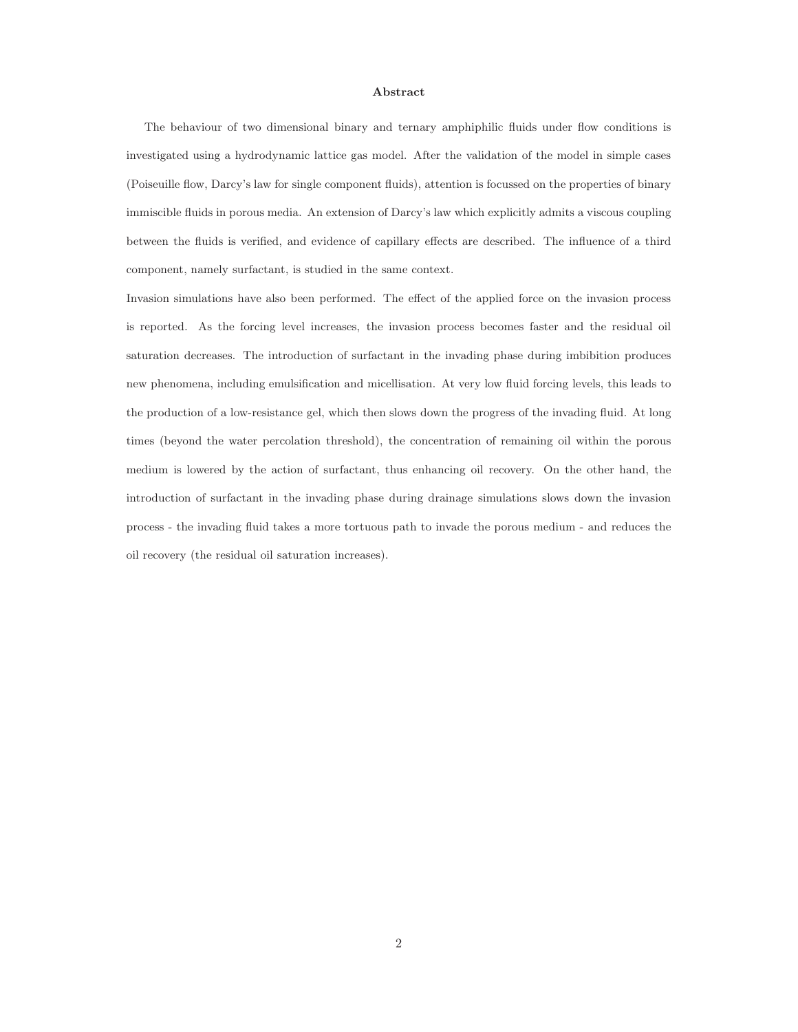**Abstract**

The behaviour of two dimensional binary and ternary amphiphilic fluids under flow conditions is investigated using a hydrodynamic lattice gas model. After the validation of the model in simple cases (Poiseuille flow, Darcy's law for single component fluids), attention is focussed on the properties of binary immiscible fluids in porous media. An extension of Darcy's law which explicitly admits a viscous coupling between the fluids is verified, and evidence of capillary effects are described. The influence of a third component, namely surfactant, is studied in the same context.

Invasion simulations have also been performed. The effect of the applied force on the invasion process is reported. As the forcing level increases, the invasion process becomes faster and the residual oil saturation decreases. The introduction of surfactant in the invading phase during imbibition produces new phenomena, including emulsification and micellisation. At very low fluid forcing levels, this leads to the production of a low-resistance gel, which then slows down the progress of the invading fluid. At long times (beyond the water percolation threshold), the concentration of remaining oil within the porous medium is lowered by the action of surfactant, thus enhancing oil recovery. On the other hand, the introduction of surfactant in the invading phase during drainage simulations slows down the invasion process - the invading fluid takes a more tortuous path to invade the porous medium - and reduces the oil recovery (the residual oil saturation increases).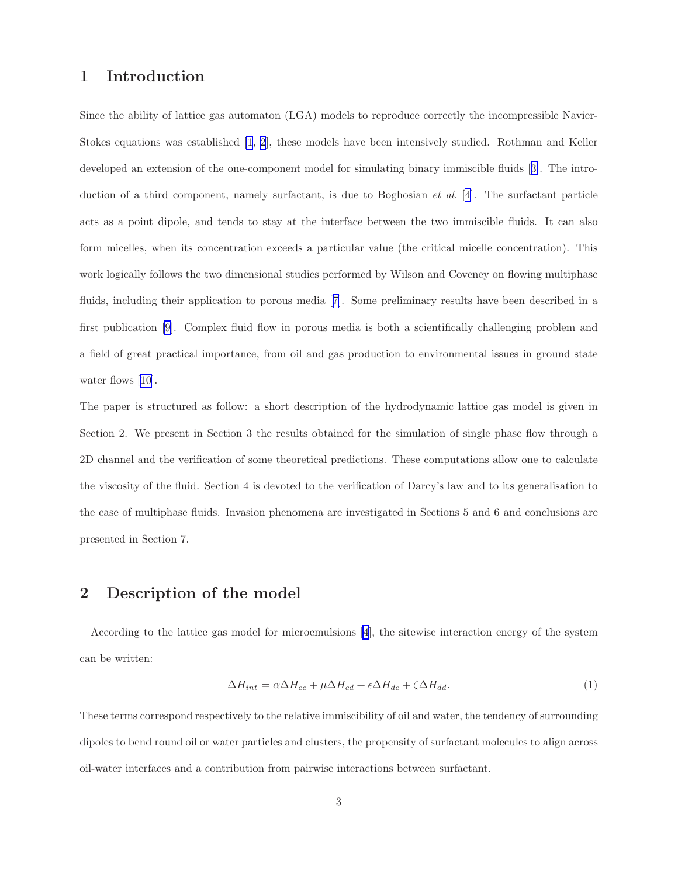## 1 Introduction

Since the ability of lattice gas automaton (LGA) models to reproduce correctly the incompressible Navier-Stokes equations was established [1, 2], these models have been intensively studied. Rothman and Keller developed an extension of the one-component model for simulating binary immiscible fluids [3]. The introduction of a third component, namely surfactant, is due to Boghosian *et al.* [4]. The surfactant particle acts as a point dipole, and tends to stay at the interface between the two immiscible fluids. It can also form micelles, when its concentration exceeds a particular value (the critical micelle concentration). This work logically follows the two dimensional studies performed by Wilson and Coveney on flowing multiphase fluids, including their application to porous media [7]. Some preliminary results have been described in a first publication [9]. Complex fluid flow in porous media is both a scientifically challenging problem and a field of great practical importance, from oil and gas production to environmental issues in ground state water flows [10].

The paper is structured as follow: a short description of the hydrodynamic lattice gas model is given in Section 2. We present in Section 3 the results obtained for the simulation of single phase flow through a 2D channel and the verification of some theoretical predictions. These computations allow one to calculate the viscosity of the fluid. Section 4 is devoted to the verification of Darcy's law and to its generalisation to the case of multiphase fluids. Invasion phenomena are investigated in Sections 5 and 6 and conclusions are presented in Section 7.

## 2 Description of the model

According to the lattice gas model for microemulsions [4], the sitewise interaction energy of the system can be written:

$$\Delta H_{int} = \alpha \Delta H_{cc} + \mu \Delta H_{cd} + \epsilon \Delta H_{dc} + \zeta \Delta H_{dd}. \tag{1}$$

These terms correspond respectively to the relative immiscibility of oil and water, the tendency of surrounding dipoles to bend round oil or water particles and clusters, the propensity of surfactant molecules to align across oil-water interfaces and a contribution from pairwise interactions between surfactant.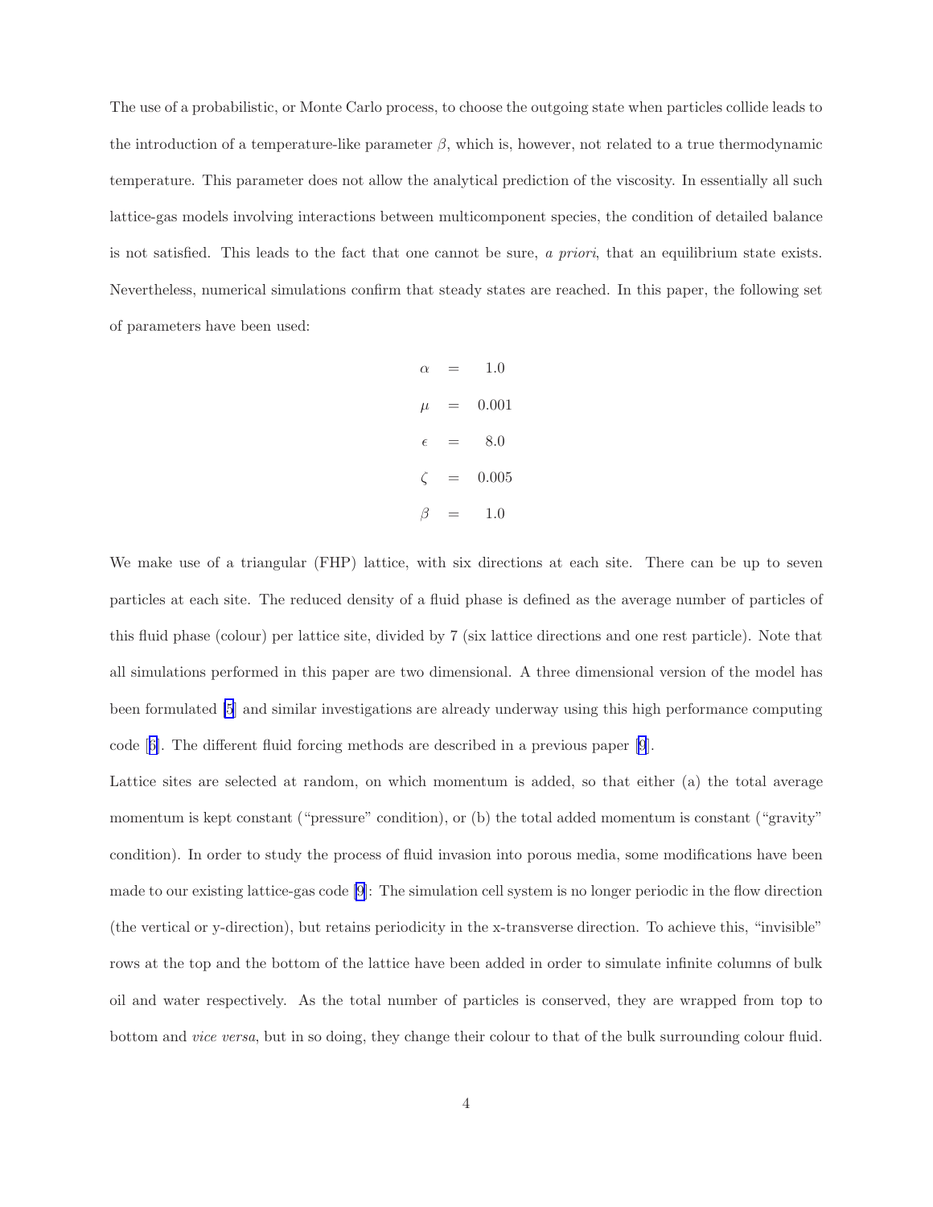The use of a probabilistic, or Monte Carlo process, to choose the outgoing state when particles collide leads to the introduction of a temperature-like parameter $\beta$, which is, however, not related to a true thermodynamic temperature. This parameter does not allow the analytical prediction of the viscosity. In essentially all such lattice-gas models involving interactions between multicomponent species, the condition of detailed balance is not satisfied. This leads to the fact that one cannot be sure, *a priori*, that an equilibrium state exists. Nevertheless, numerical simulations confirm that steady states are reached. In this paper, the following set of parameters have been used:

$$
\begin{aligned}
\alpha &= 1.0 \\
\mu &= 0.001 \\
\epsilon &= 8.0 \\
\zeta &= 0.005 \\
\beta &= 1.0
\end{aligned}
$$

We make use of a triangular (FHP) lattice, with six directions at each site. There can be up to seven particles at each site. The reduced density of a fluid phase is defined as the average number of particles of this fluid phase (colour) per lattice site, divided by 7 (six lattice directions and one rest particle). Note that all simulations performed in this paper are two dimensional. A three dimensional version of the model has been formulated [5] and similar investigations are already underway using this high performance computing code [6]. The different fluid forcing methods are described in a previous paper [9].

Lattice sites are selected at random, on which momentum is added, so that either (a) the total average momentum is kept constant ("pressure" condition), or (b) the total added momentum is constant ("gravity" condition). In order to study the process of fluid invasion into porous media, some modifications have been made to our existing lattice-gas code [9]: The simulation cell system is no longer periodic in the flow direction (the vertical or y-direction), but retains periodicity in the x-transverse direction. To achieve this, "invisible" rows at the top and the bottom of the lattice have been added in order to simulate infinite columns of bulk oil and water respectively. As the total number of particles is conserved, they are wrapped from top to bottom and *vice versa*, but in so doing, they change their colour to that of the bulk surrounding colour fluid.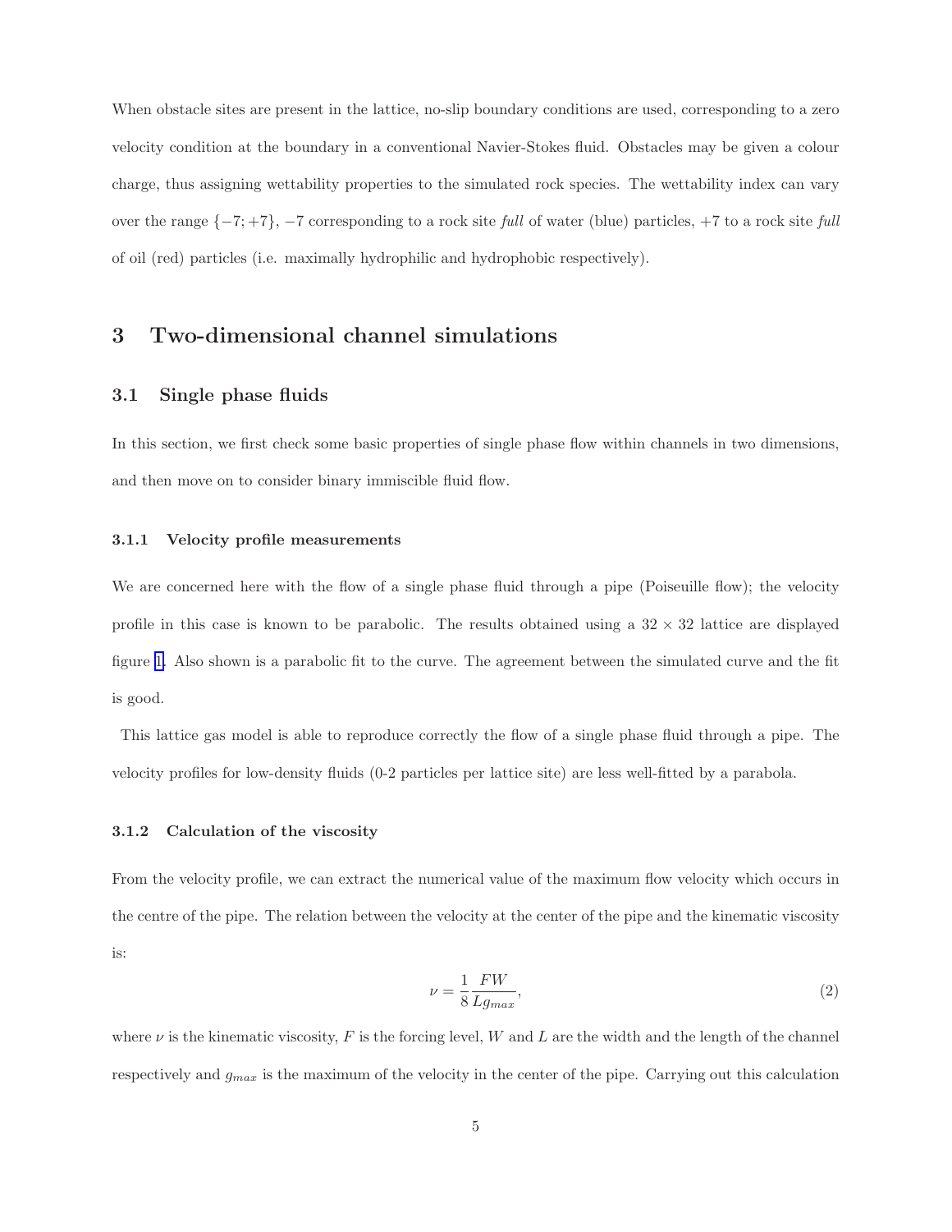When obstacle sites are present in the lattice, no-slip boundary conditions are used, corresponding to a zero velocity condition at the boundary in a conventional Navier-Stokes fluid. Obstacles may be given a colour charge, thus assigning wettability properties to the simulated rock species. The wettability index can vary over the range $\{-7; +7\}$, $-7$ corresponding to a rock site *full* of water (blue) particles, $+7$ to a rock site *full* of oil (red) particles (i.e. maximally hydrophilic and hydrophobic respectively).

## 3 Two-dimensional channel simulations

### 3.1 Single phase fluids

In this section, we first check some basic properties of single phase flow within channels in two dimensions, and then move on to consider binary immiscible fluid flow.

#### 3.1.1 Velocity profile measurements

We are concerned here with the flow of a single phase fluid through a pipe (Poiseuille flow); the velocity profile in this case is known to be parabolic. The results obtained using a $32 \times 32$ lattice are displayed figure 1. Also shown is a parabolic fit to the curve. The agreement between the simulated curve and the fit is good.

This lattice gas model is able to reproduce correctly the flow of a single phase fluid through a pipe. The velocity profiles for low-density fluids (0-2 particles per lattice site) are less well-fitted by a parabola.

#### 3.1.2 Calculation of the viscosity

From the velocity profile, we can extract the numerical value of the maximum flow velocity which occurs in the centre of the pipe. The relation between the velocity at the center of the pipe and the kinematic viscosity is:

$$\nu = \frac{1}{8} \frac{FW}{Lg_{max}}, \tag{2}$$

where $\nu$ is the kinematic viscosity, $F$ is the forcing level, $W$ and $L$ are the width and the length of the channel respectively and $g_{max}$ is the maximum of the velocity in the center of the pipe. Carrying out this calculation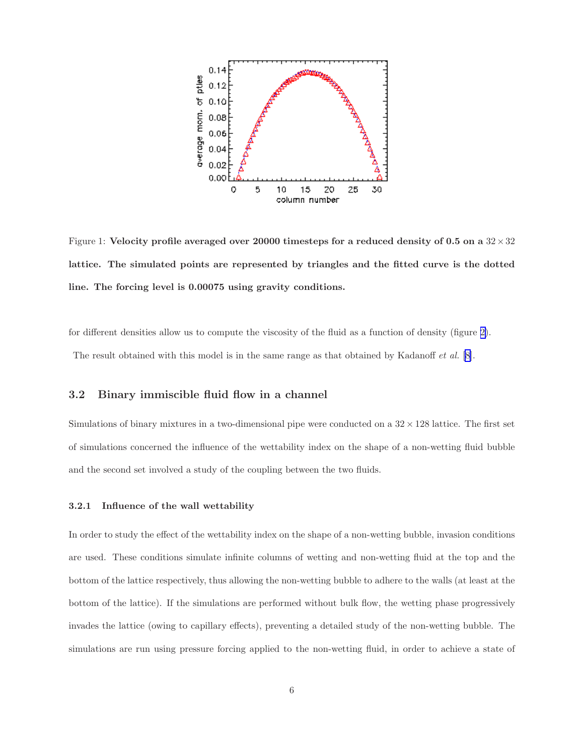Figure 1: **Velocity profile averaged over 20000 timesteps for a reduced density of 0.5 on a $32 \times 32$ lattice. The simulated points are represented by triangles and the fitted curve is the dotted line. The forcing level is 0.00075 using gravity conditions.**

for different densities allow us to compute the viscosity of the fluid as a function of density (figure 2).

The result obtained with this model is in the same range as that obtained by Kadanoff *et al.* [8].

## 3.2 Binary immiscible fluid flow in a channel

Simulations of binary mixtures in a two-dimensional pipe were conducted on a $32 \times 128$ lattice. The first set of simulations concerned the influence of the wettability index on the shape of a non-wetting fluid bubble and the second set involved a study of the coupling between the two fluids.

### 3.2.1 Influence of the wall wettability

In order to study the effect of the wettability index on the shape of a non-wetting bubble, invasion conditions are used. These conditions simulate infinite columns of wetting and non-wetting fluid at the top and the bottom of the lattice respectively, thus allowing the non-wetting bubble to adhere to the walls (at least at the bottom of the lattice). If the simulations are performed without bulk flow, the wetting phase progressively invades the lattice (owing to capillary effects), preventing a detailed study of the non-wetting bubble. The simulations are run using pressure forcing applied to the non-wetting fluid, in order to achieve a state of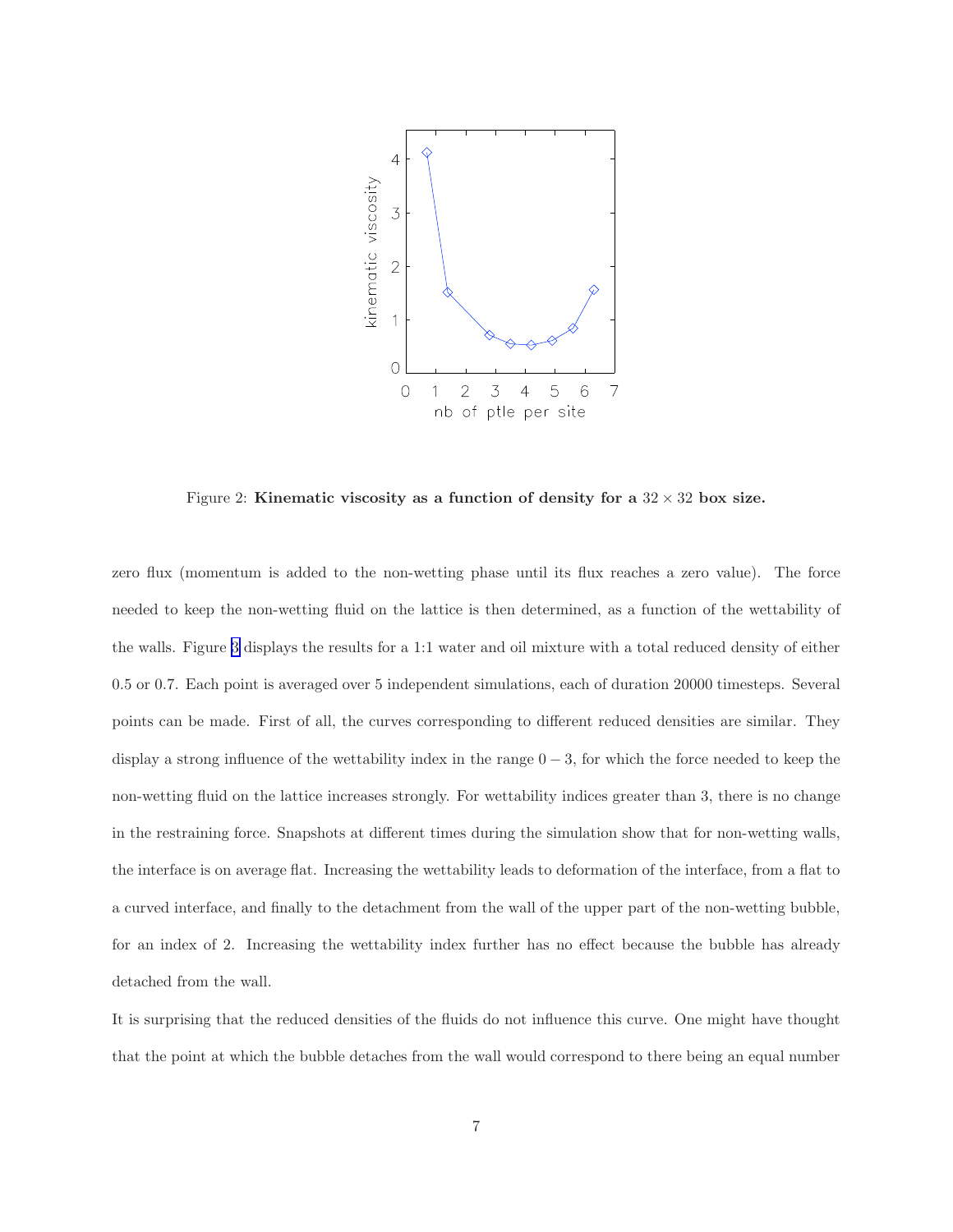Figure 2: **Kinematic viscosity as a function of density for a $32 \times 32$ box size.**

zero flux (momentum is added to the non-wetting phase until its flux reaches a zero value). The force needed to keep the non-wetting fluid on the lattice is then determined, as a function of the wettability of the walls. Figure 3 displays the results for a 1:1 water and oil mixture with a total reduced density of either 0.5 or 0.7. Each point is averaged over 5 independent simulations, each of duration 20000 timesteps. Several points can be made. First of all, the curves corresponding to different reduced densities are similar. They display a strong influence of the wettability index in the range $0 - 3$, for which the force needed to keep the non-wetting fluid on the lattice increases strongly. For wettability indices greater than 3, there is no change in the restraining force. Snapshots at different times during the simulation show that for non-wetting walls, the interface is on average flat. Increasing the wettability leads to deformation of the interface, from a flat to a curved interface, and finally to the detachment from the wall of the upper part of the non-wetting bubble, for an index of 2. Increasing the wettability index further has no effect because the bubble has already detached from the wall.

It is surprising that the reduced densities of the fluids do not influence this curve. One might have thought that the point at which the bubble detaches from the wall would correspond to there being an equal number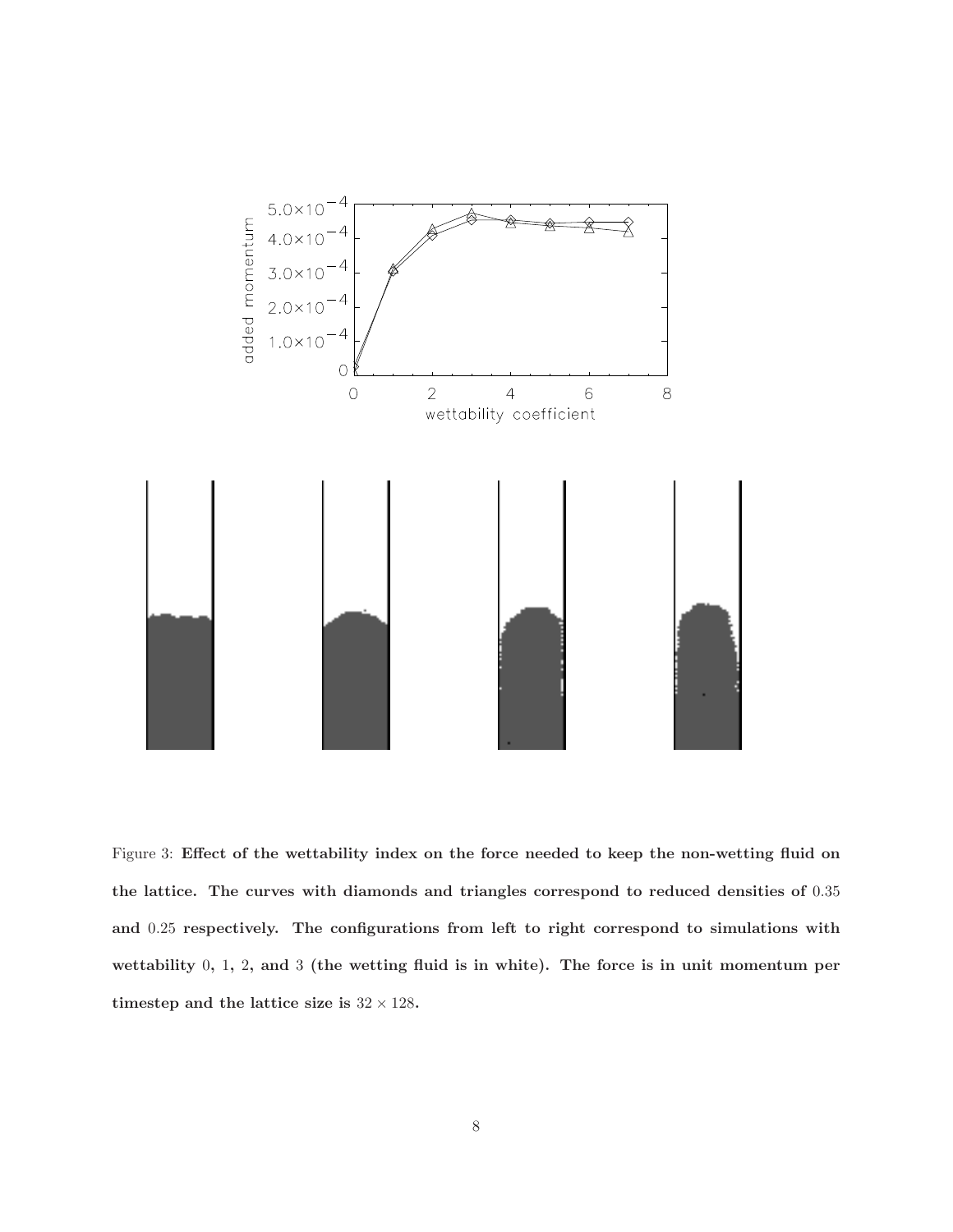Figure 3: **Effect of the wettability index on the force needed to keep the non-wetting fluid on the lattice. The curves with diamonds and triangles correspond to reduced densities of** $0.35$ **and** $0.25$ **respectively. The configurations from left to right correspond to simulations with wettability** $0$, $1$, $2$, **and** $3$ **(the wetting fluid is in white). The force is in unit momentum per timestep and the lattice size is** $32 \times 128$**.**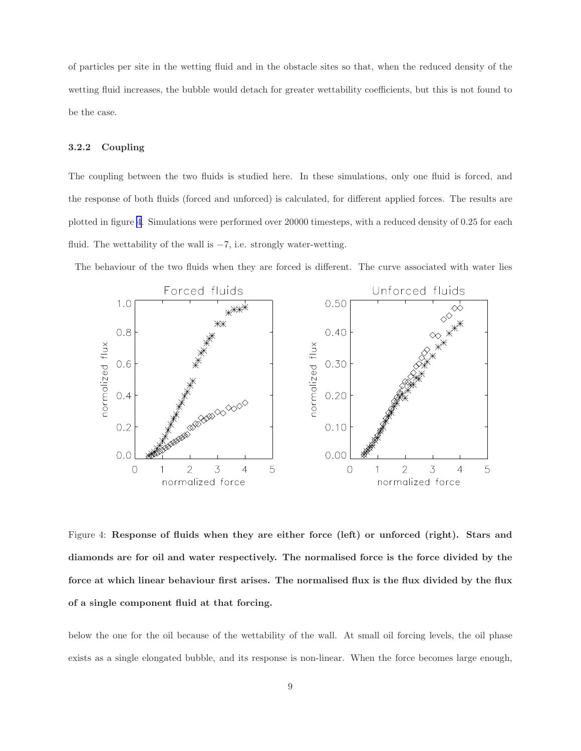of particles per site in the wetting fluid and in the obstacle sites so that, when the reduced density of the wetting fluid increases, the bubble would detach for greater wettability coefficients, but this is not found to be the case.

### 3.2.2 Coupling

The coupling between the two fluids is studied here. In these simulations, only one fluid is forced, and the response of both fluids (forced and unforced) is calculated, for different applied forces. The results are plotted in figure 4. Simulations were performed over 20000 timesteps, with a reduced density of 0.25 for each fluid. The wettability of the wall is $-7$, i.e. strongly water-wetting.

The behaviour of the two fluids when they are forced is different. The curve associated with water lies below the one for the oil because of the wettability of the wall. At small oil forcing levels, the oil phase exists as a single elongated bubble, and its response is non-linear. When the force becomes large enough,

Figure 4: **Response of fluids when they are either force (left) or unforced (right). Stars and diamonds are for oil and water respectively. The normalised force is the force divided by the force at which linear behaviour first arises. The normalised flux is the flux divided by the flux of a single component fluid at that forcing.**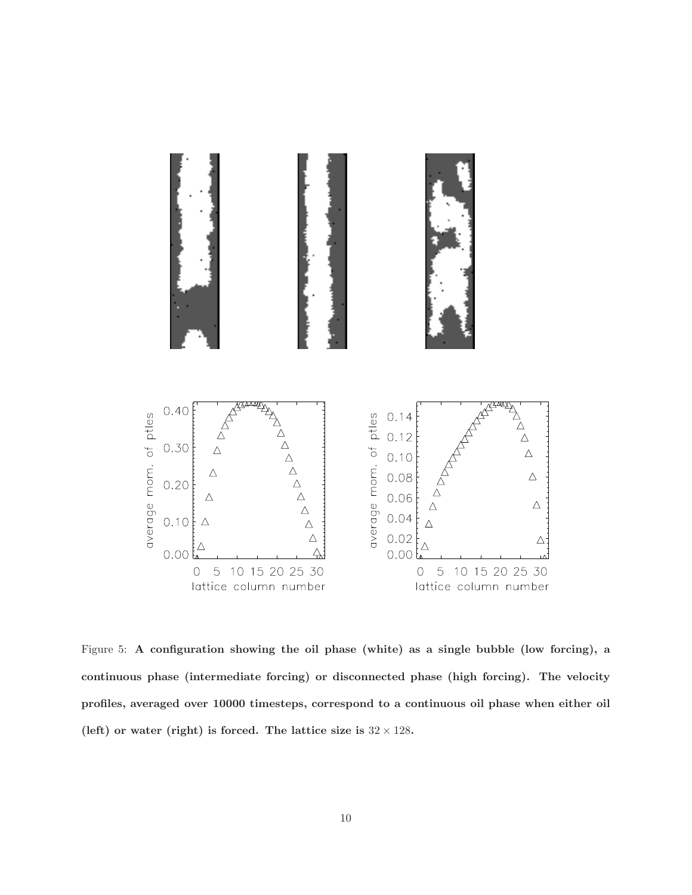Figure 5: **A configuration showing the oil phase (white) as a single bubble (low forcing), a continuous phase (intermediate forcing) or disconnected phase (high forcing). The velocity profiles, averaged over 10000 timesteps, correspond to a continuous oil phase when either oil (left) or water (right) is forced. The lattice size is $32 \times 128$.**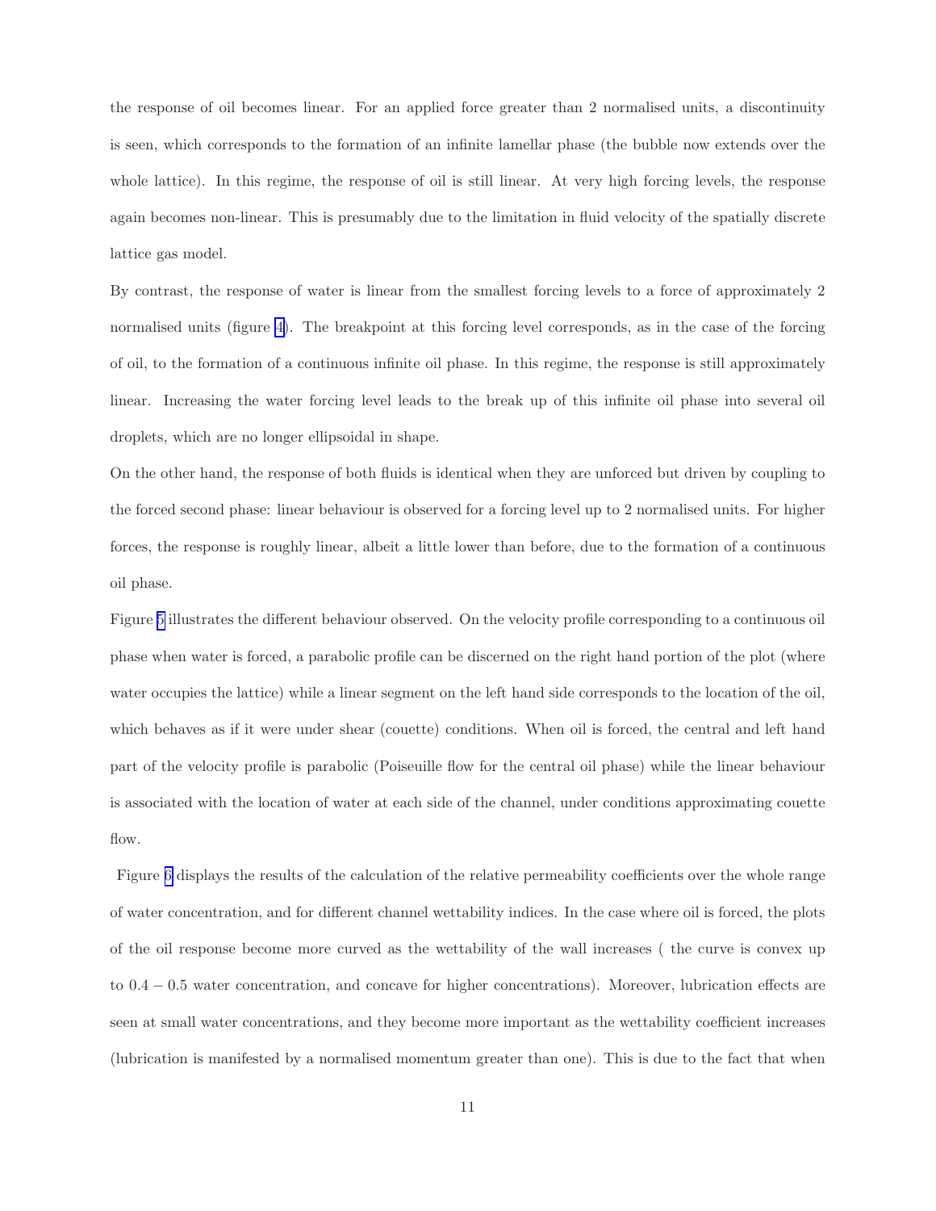the response of oil becomes linear. For an applied force greater than 2 normalised units, a discontinuity is seen, which corresponds to the formation of an infinite lamellar phase (the bubble now extends over the whole lattice). In this regime, the response of oil is still linear. At very high forcing levels, the response again becomes non-linear. This is presumably due to the limitation in fluid velocity of the spatially discrete lattice gas model.

By contrast, the response of water is linear from the smallest forcing levels to a force of approximately 2 normalised units (figure 4). The breakpoint at this forcing level corresponds, as in the case of the forcing of oil, to the formation of a continuous infinite oil phase. In this regime, the response is still approximately linear. Increasing the water forcing level leads to the break up of this infinite oil phase into several oil droplets, which are no longer ellipsoidal in shape.

On the other hand, the response of both fluids is identical when they are unforced but driven by coupling to the forced second phase: linear behaviour is observed for a forcing level up to 2 normalised units. For higher forces, the response is roughly linear, albeit a little lower than before, due to the formation of a continuous oil phase.

Figure 5 illustrates the different behaviour observed. On the velocity profile corresponding to a continuous oil phase when water is forced, a parabolic profile can be discerned on the right hand portion of the plot (where water occupies the lattice) while a linear segment on the left hand side corresponds to the location of the oil, which behaves as if it were under shear (couette) conditions. When oil is forced, the central and left hand part of the velocity profile is parabolic (Poiseuille flow for the central oil phase) while the linear behaviour is associated with the location of water at each side of the channel, under conditions approximating couette flow.

Figure 6 displays the results of the calculation of the relative permeability coefficients over the whole range of water concentration, and for different channel wettability indices. In the case where oil is forced, the plots of the oil response become more curved as the wettability of the wall increases ( the curve is convex up to $0.4 - 0.5$ water concentration, and concave for higher concentrations). Moreover, lubrication effects are seen at small water concentrations, and they become more important as the wettability coefficient increases (lubrication is manifested by a normalised momentum greater than one). This is due to the fact that when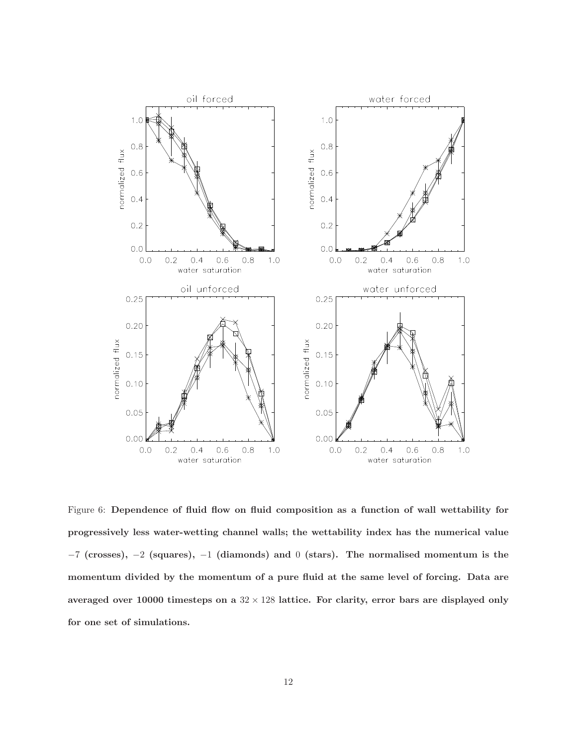Figure 6: **Dependence of fluid flow on fluid composition as a function of wall wettability for progressively less water-wetting channel walls; the wettability index has the numerical value $-7$ (crosses), $-2$ (squares), $-1$ (diamonds) and $0$ (stars). The normalised momentum is the momentum divided by the momentum of a pure fluid at the same level of forcing. Data are averaged over 10000 timesteps on a $32 \times 128$ lattice. For clarity, error bars are displayed only for one set of simulations.**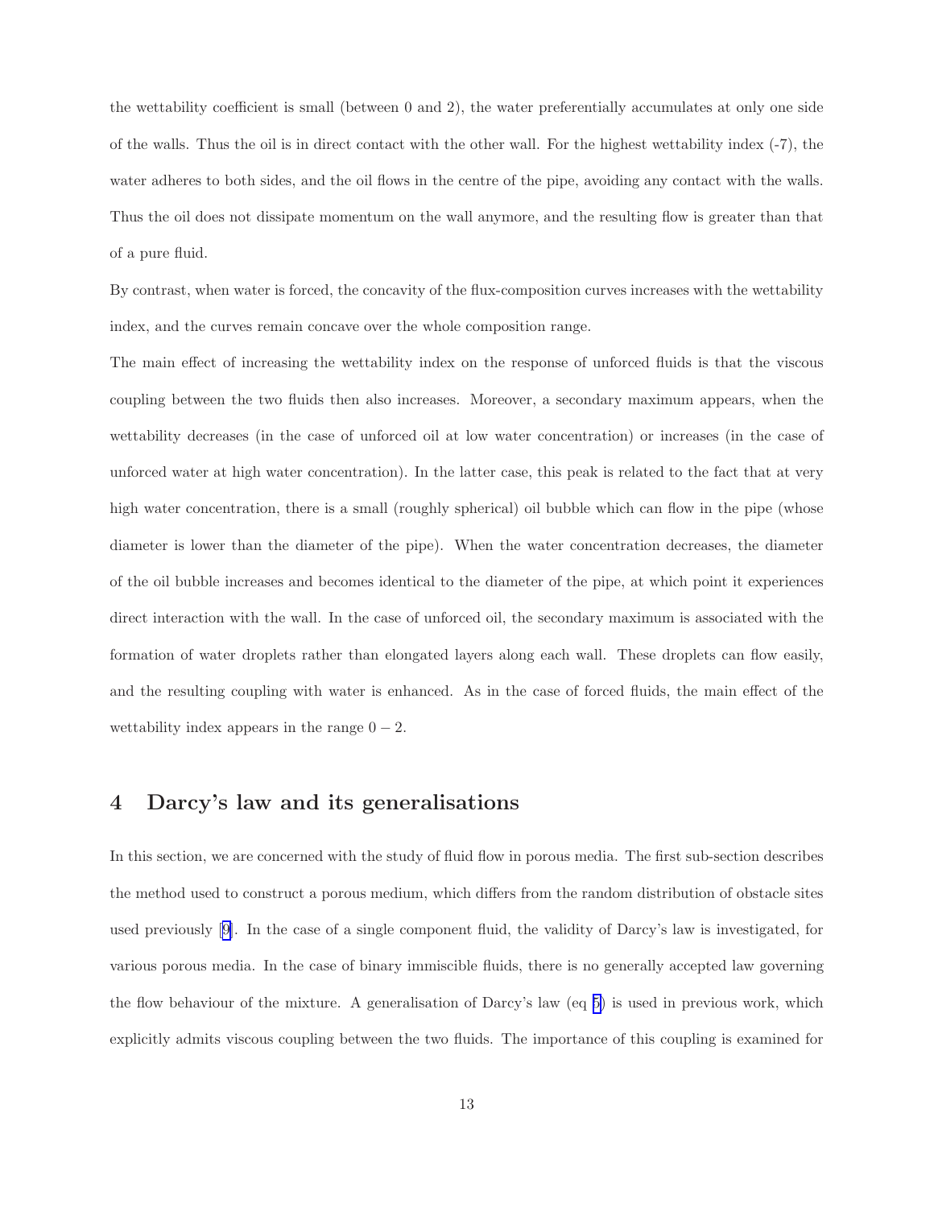the wettability coefficient is small (between 0 and 2), the water preferentially accumulates at only one side of the walls. Thus the oil is in direct contact with the other wall. For the highest wettability index (-7), the water adheres to both sides, and the oil flows in the centre of the pipe, avoiding any contact with the walls. Thus the oil does not dissipate momentum on the wall anymore, and the resulting flow is greater than that of a pure fluid.

By contrast, when water is forced, the concavity of the flux-composition curves increases with the wettability index, and the curves remain concave over the whole composition range.

The main effect of increasing the wettability index on the response of unforced fluids is that the viscous coupling between the two fluids then also increases. Moreover, a secondary maximum appears, when the wettability decreases (in the case of unforced oil at low water concentration) or increases (in the case of unforced water at high water concentration). In the latter case, this peak is related to the fact that at very high water concentration, there is a small (roughly spherical) oil bubble which can flow in the pipe (whose diameter is lower than the diameter of the pipe). When the water concentration decreases, the diameter of the oil bubble increases and becomes identical to the diameter of the pipe, at which point it experiences direct interaction with the wall. In the case of unforced oil, the secondary maximum is associated with the formation of water droplets rather than elongated layers along each wall. These droplets can flow easily, and the resulting coupling with water is enhanced. As in the case of forced fluids, the main effect of the wettability index appears in the range $0 - 2$.

## 4 Darcy's law and its generalisations

In this section, we are concerned with the study of fluid flow in porous media. The first sub-section describes the method used to construct a porous medium, which differs from the random distribution of obstacle sites used previously [9]. In the case of a single component fluid, the validity of Darcy's law is investigated, for various porous media. In the case of binary immiscible fluids, there is no generally accepted law governing the flow behaviour of the mixture. A generalisation of Darcy's law (eq 5) is used in previous work, which explicitly admits viscous coupling between the two fluids. The importance of this coupling is examined for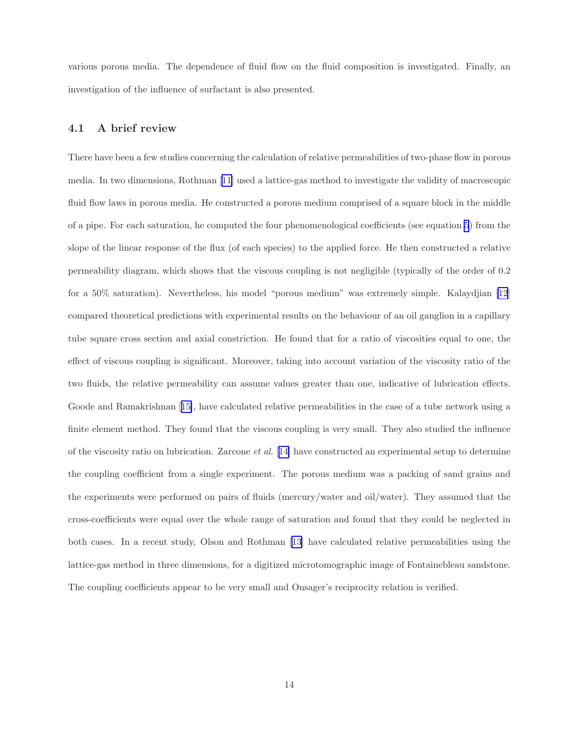various porous media. The dependence of fluid flow on the fluid composition is investigated. Finally, an investigation of the influence of surfactant is also presented.

### 4.1 A brief review

There have been a few studies concerning the calculation of relative permeabilities of two-phase flow in porous media. In two dimensions, Rothman [11] used a lattice-gas method to investigate the validity of macroscopic fluid flow laws in porous media. He constructed a porous medium comprised of a square block in the middle of a pipe. For each saturation, he computed the four phenomenological coefficients (see equation 5) from the slope of the linear response of the flux (of each species) to the applied force. He then constructed a relative permeability diagram, which shows that the viscous coupling is not negligible (typically of the order of 0.2 for a 50% saturation). Nevertheless, his model "porous medium" was extremely simple. Kalaydjian [12] compared theoretical predictions with experimental results on the behaviour of an oil ganglion in a capillary tube square cross section and axial constriction. He found that for a ratio of viscosities equal to one, the effect of viscous coupling is significant. Moreover, taking into account variation of the viscosity ratio of the two fluids, the relative permeability can assume values greater than one, indicative of lubrication effects. Goode and Ramakrishnan [15], have calculated relative permeabilities in the case of a tube network using a finite element method. They found that the viscous coupling is very small. They also studied the influence of the viscosity ratio on lubrication. Zarcone *et al.* [14] have constructed an experimental setup to determine the coupling coefficient from a single experiment. The porous medium was a packing of sand grains and the experiments were performed on pairs of fluids (mercury/water and oil/water). They assumed that the cross-coefficients were equal over the whole range of saturation and found that they could be neglected in both cases. In a recent study, Olson and Rothman [13] have calculated relative permeabilities using the lattice-gas method in three dimensions, for a digitized microtomographic image of Fontainebleau sandstone. The coupling coefficients appear to be very small and Onsager's reciprocity relation is verified.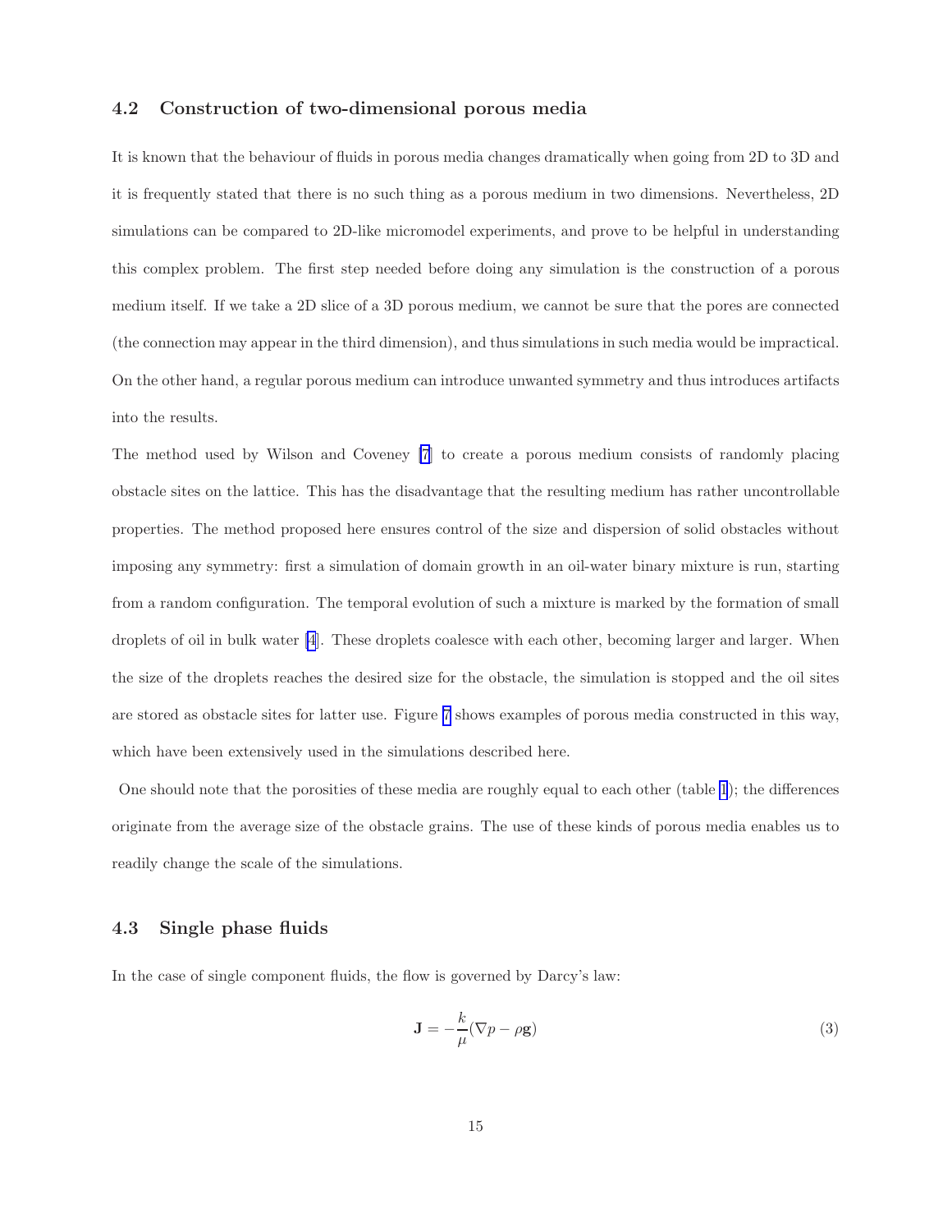### 4.2 Construction of two-dimensional porous media

It is known that the behaviour of fluids in porous media changes dramatically when going from 2D to 3D and it is frequently stated that there is no such thing as a porous medium in two dimensions. Nevertheless, 2D simulations can be compared to 2D-like micromodel experiments, and prove to be helpful in understanding this complex problem. The first step needed before doing any simulation is the construction of a porous medium itself. If we take a 2D slice of a 3D porous medium, we cannot be sure that the pores are connected (the connection may appear in the third dimension), and thus simulations in such media would be impractical. On the other hand, a regular porous medium can introduce unwanted symmetry and thus introduces artifacts into the results.

The method used by Wilson and Coveney [7] to create a porous medium consists of randomly placing obstacle sites on the lattice. This has the disadvantage that the resulting medium has rather uncontrollable properties. The method proposed here ensures control of the size and dispersion of solid obstacles without imposing any symmetry: first a simulation of domain growth in an oil-water binary mixture is run, starting from a random configuration. The temporal evolution of such a mixture is marked by the formation of small droplets of oil in bulk water [4]. These droplets coalesce with each other, becoming larger and larger. When the size of the droplets reaches the desired size for the obstacle, the simulation is stopped and the oil sites are stored as obstacle sites for latter use. Figure 7 shows examples of porous media constructed in this way, which have been extensively used in the simulations described here.

One should note that the porosities of these media are roughly equal to each other (table 1); the differences originate from the average size of the obstacle grains. The use of these kinds of porous media enables us to readily change the scale of the simulations.

### 4.3 Single phase fluids

In the case of single component fluids, the flow is governed by Darcy's law:

$$\mathbf{J} = -\frac{k}{\mu}(\nabla p - \rho \mathbf{g}) \tag{3}$$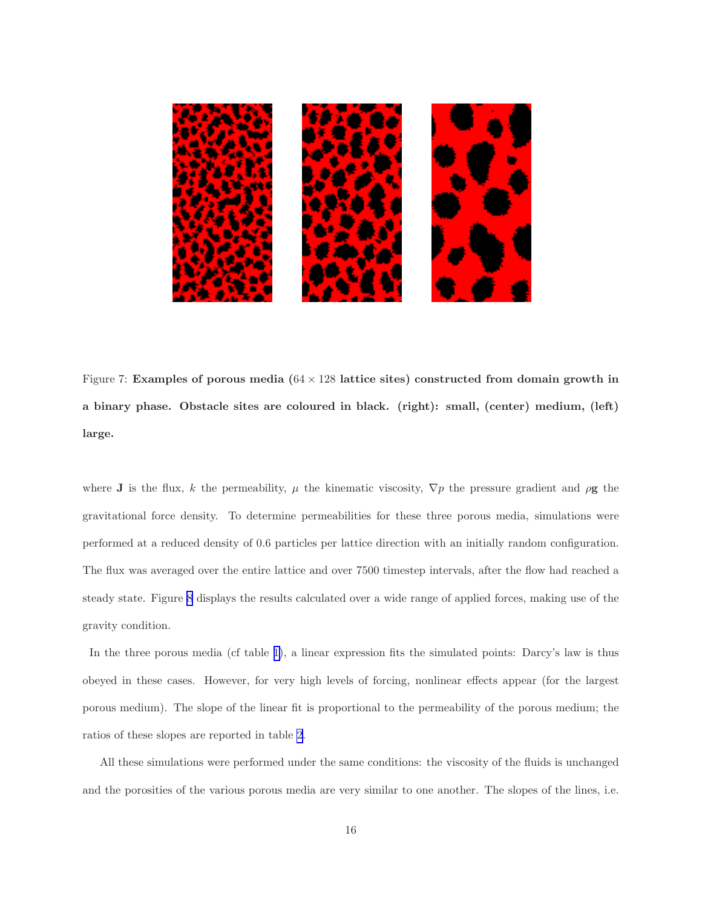Figure 7: **Examples of porous media ($64 \times 128$ lattice sites) constructed from domain growth in a binary phase. Obstacle sites are coloured in black. (right): small, (center) medium, (left) large.**

where $\mathbf{J}$ is the flux, $k$ the permeability, $\mu$ the kinematic viscosity, $\nabla p$ the pressure gradient and $\rho\mathbf{g}$ the gravitational force density. To determine permeabilities for these three porous media, simulations were performed at a reduced density of 0.6 particles per lattice direction with an initially random configuration. The flux was averaged over the entire lattice and over 7500 timestep intervals, after the flow had reached a steady state. Figure 8 displays the results calculated over a wide range of applied forces, making use of the gravity condition.

In the three porous media (cf table 1), a linear expression fits the simulated points: Darcy's law is thus obeyed in these cases. However, for very high levels of forcing, nonlinear effects appear (for the largest porous medium). The slope of the linear fit is proportional to the permeability of the porous medium; the ratios of these slopes are reported in table 2.

All these simulations were performed under the same conditions: the viscosity of the fluids is unchanged and the porosities of the various porous media are very similar to one another. The slopes of the lines, i.e.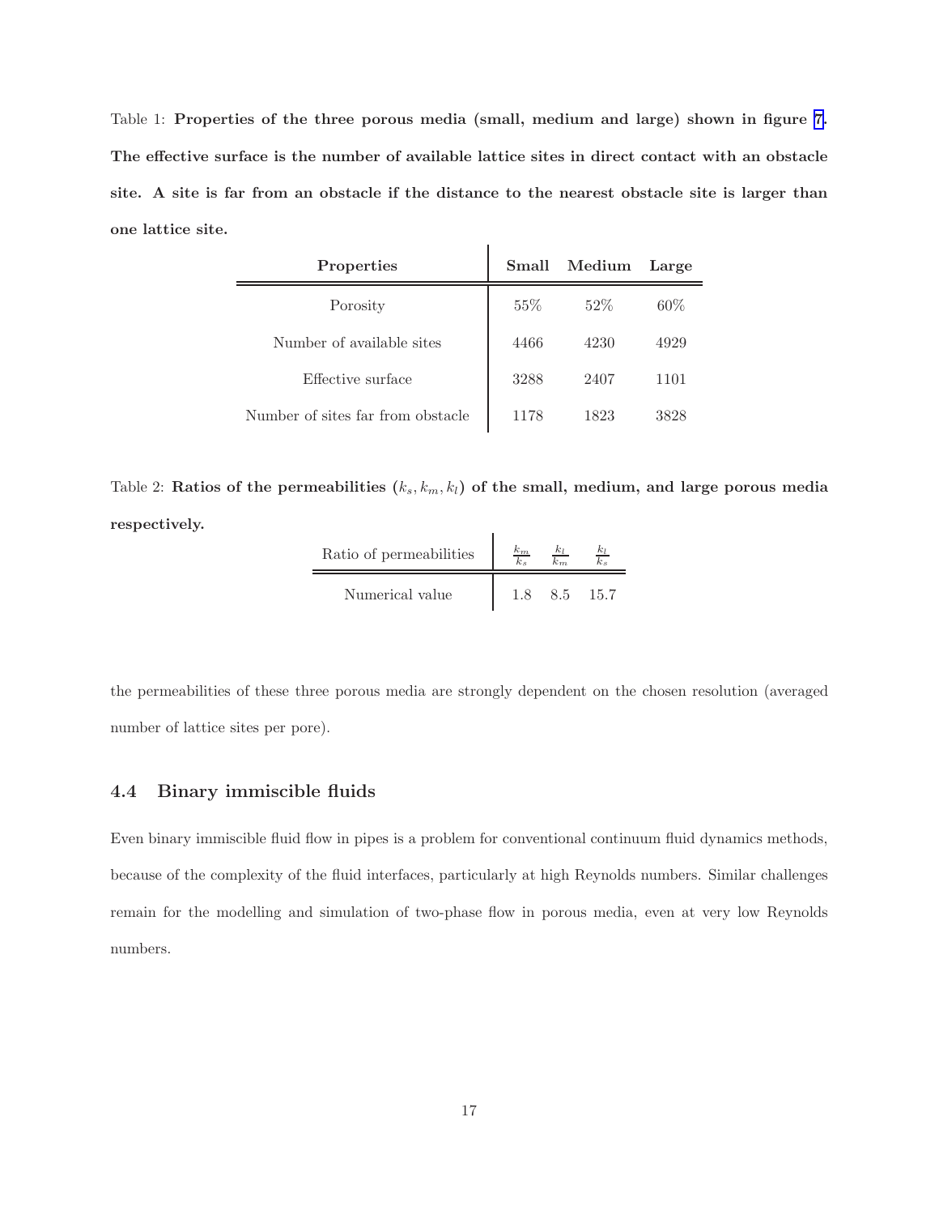Table 1: **Properties of the three porous media (small, medium and large) shown in figure 7. The effective surface is the number of available lattice sites in direct contact with an obstacle site. A site is far from an obstacle if the distance to the nearest obstacle site is larger than one lattice site.**

| **Properties** | **Small** | **Medium** | **Large** |
|---|---|---|---|
| Porosity | 55% | 52% | 60% |
| Number of available sites | 4466 | 4230 | 4929 |
| Effective surface | 3288 | 2407 | 1101 |
| Number of sites far from obstacle | 1178 | 1823 | 3828 |

Table 2: **Ratios of the permeabilities ($k_s, k_m, k_l$) of the small, medium, and large porous media respectively.**

| Ratio of permeabilities | $\frac{k_m}{k_s}$ | $\frac{k_l}{k_m}$ | $\frac{k_l}{k_s}$ |
|---|---|---|---|
| Numerical value | 1.8 | 8.5 | 15.7 |

the permeabilities of these three porous media are strongly dependent on the chosen resolution (averaged number of lattice sites per pore).

### 4.4 Binary immiscible fluids

Even binary immiscible fluid flow in pipes is a problem for conventional continuum fluid dynamics methods, because of the complexity of the fluid interfaces, particularly at high Reynolds numbers. Similar challenges remain for the modelling and simulation of two-phase flow in porous media, even at very low Reynolds numbers.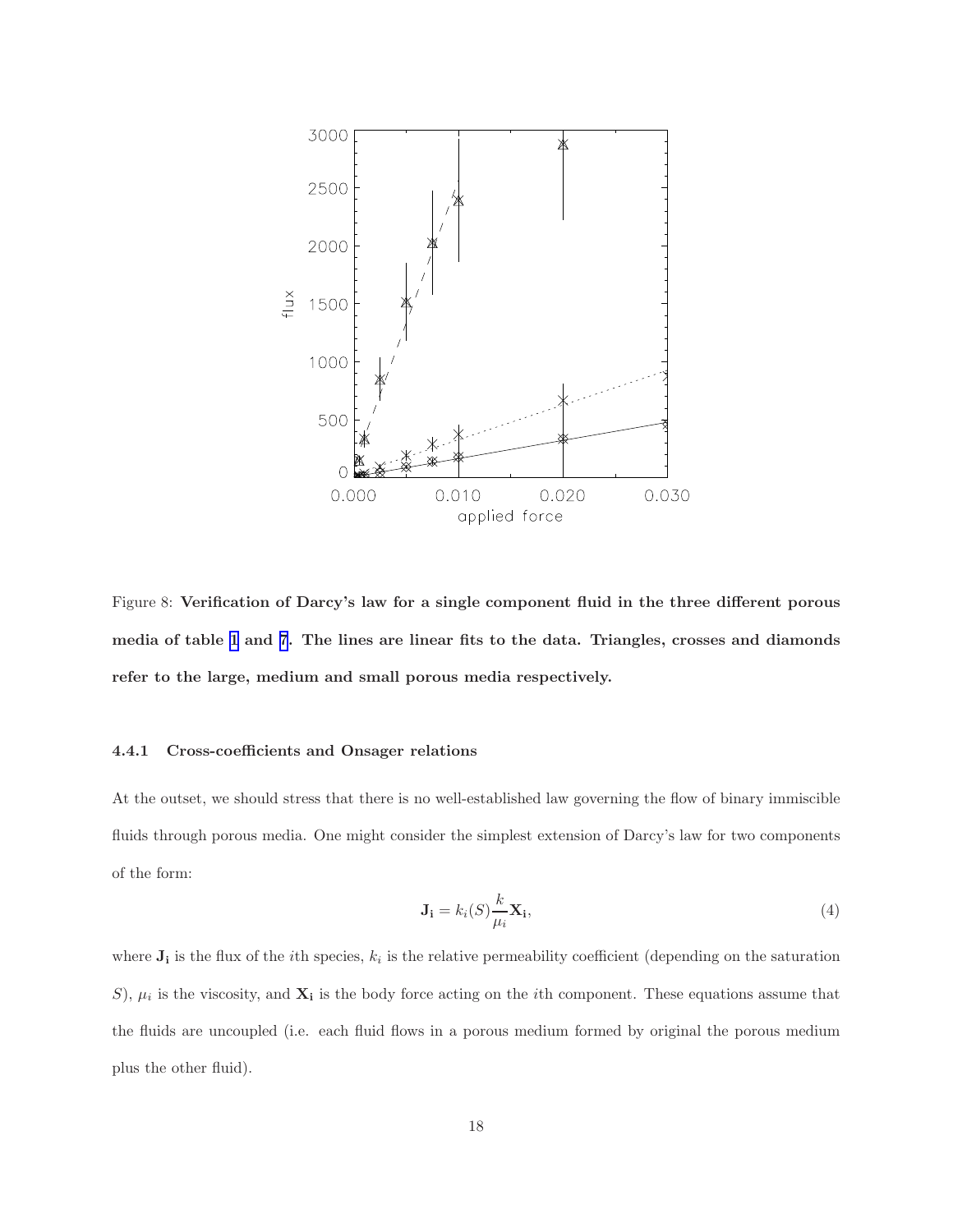Figure 8: **Verification of Darcy's law for a single component fluid in the three different porous media of table 1 and 7. The lines are linear fits to the data. Triangles, crosses and diamonds refer to the large, medium and small porous media respectively.**

#### 4.4.1 Cross-coefficients and Onsager relations

At the outset, we should stress that there is no well-established law governing the flow of binary immiscible fluids through porous media. One might consider the simplest extension of Darcy's law for two components of the form:

$$\mathbf{J_i} = k_i(S)\frac{k}{\mu_i}\mathbf{X_i}, \tag{4}$$

where $\mathbf{J_i}$ is the flux of the $i$th species, $k_i$ is the relative permeability coefficient (depending on the saturation $S$), $\mu_i$ is the viscosity, and $\mathbf{X_i}$ is the body force acting on the $i$th component. These equations assume that the fluids are uncoupled (i.e. each fluid flows in a porous medium formed by original the porous medium plus the other fluid).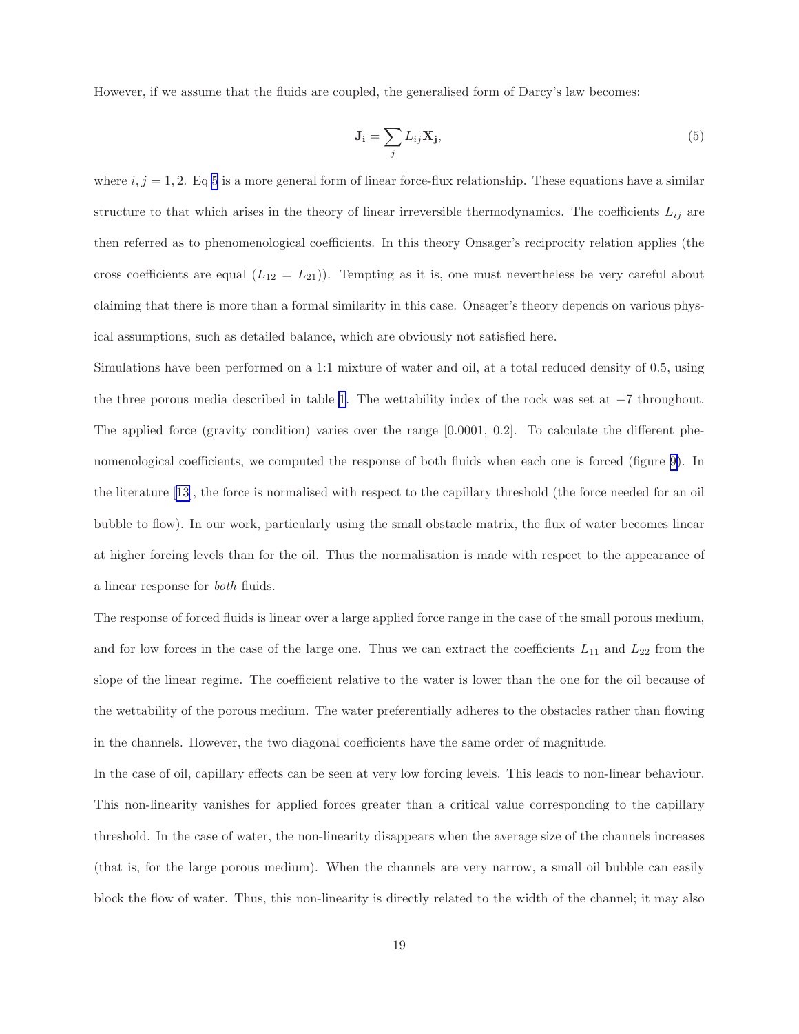However, if we assume that the fluids are coupled, the generalised form of Darcy's law becomes:

$$\mathbf{J_i} = \sum_j L_{ij} \mathbf{X_j}, \tag{5}$$

where $i, j = 1, 2$. Eq 5 is a more general form of linear force-flux relationship. These equations have a similar structure to that which arises in the theory of linear irreversible thermodynamics. The coefficients $L_{ij}$ are then referred as to phenomenological coefficients. In this theory Onsager's reciprocity relation applies (the cross coefficients are equal ($L_{12} = L_{21}$)). Tempting as it is, one must nevertheless be very careful about claiming that there is more than a formal similarity in this case. Onsager's theory depends on various physical assumptions, such as detailed balance, which are obviously not satisfied here.

Simulations have been performed on a 1:1 mixture of water and oil, at a total reduced density of 0.5, using the three porous media described in table 1. The wettability index of the rock was set at $-7$ throughout. The applied force (gravity condition) varies over the range [0.0001, 0.2]. To calculate the different phenomenological coefficients, we computed the response of both fluids when each one is forced (figure 9). In the literature [13], the force is normalised with respect to the capillary threshold (the force needed for an oil bubble to flow). In our work, particularly using the small obstacle matrix, the flux of water becomes linear at higher forcing levels than for the oil. Thus the normalisation is made with respect to the appearance of a linear response for *both* fluids.

The response of forced fluids is linear over a large applied force range in the case of the small porous medium, and for low forces in the case of the large one. Thus we can extract the coefficients $L_{11}$ and $L_{22}$ from the slope of the linear regime. The coefficient relative to the water is lower than the one for the oil because of the wettability of the porous medium. The water preferentially adheres to the obstacles rather than flowing in the channels. However, the two diagonal coefficients have the same order of magnitude.

In the case of oil, capillary effects can be seen at very low forcing levels. This leads to non-linear behaviour. This non-linearity vanishes for applied forces greater than a critical value corresponding to the capillary threshold. In the case of water, the non-linearity disappears when the average size of the channels increases (that is, for the large porous medium). When the channels are very narrow, a small oil bubble can easily block the flow of water. Thus, this non-linearity is directly related to the width of the channel; it may also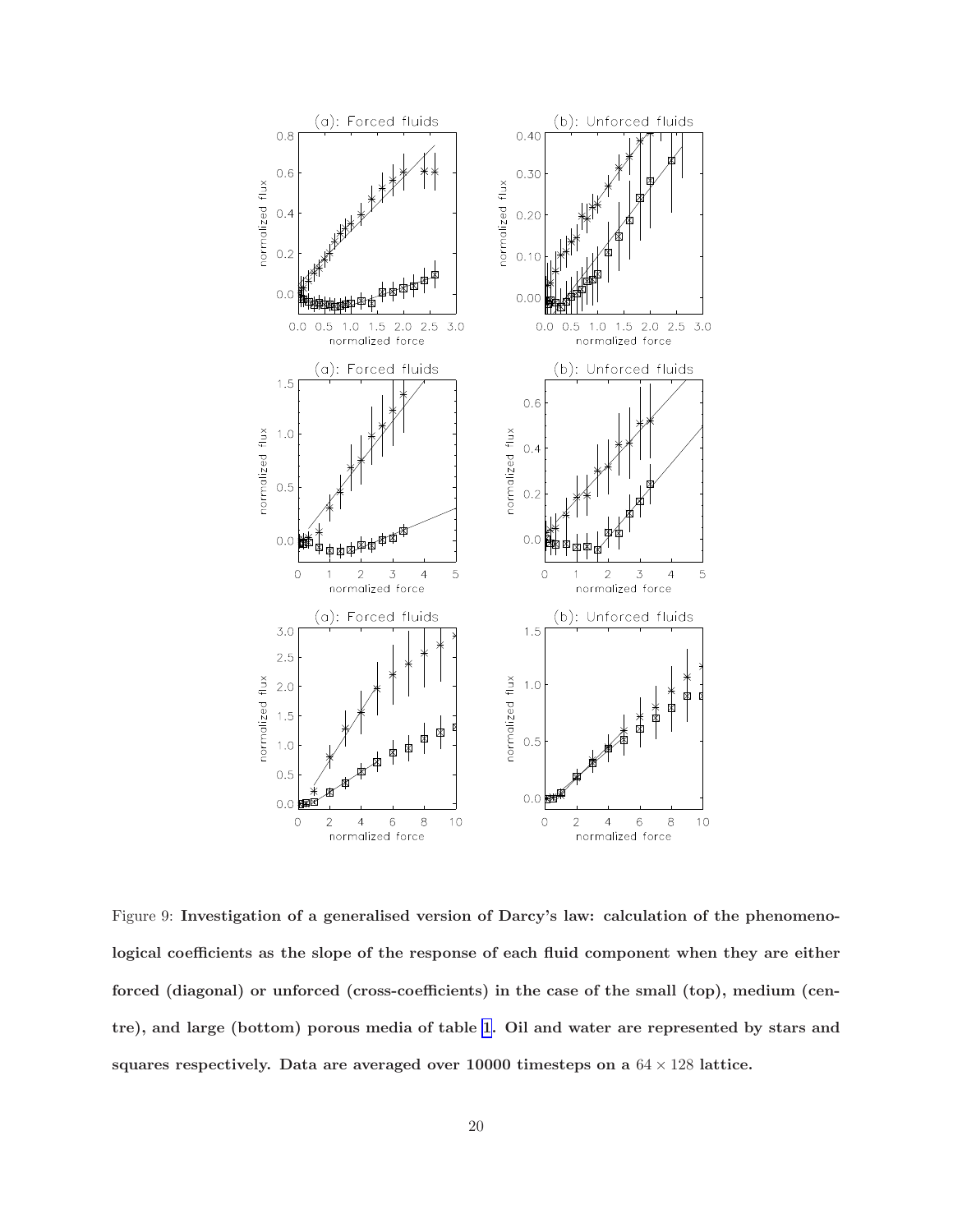Figure 9: **Investigation of a generalised version of Darcy's law: calculation of the phenomenological coefficients as the slope of the response of each fluid component when they are either forced (diagonal) or unforced (cross-coefficients) in the case of the small (top), medium (centre), and large (bottom) porous media of table 1. Oil and water are represented by stars and squares respectively. Data are averaged over 10000 timesteps on a $64 \times 128$ lattice.**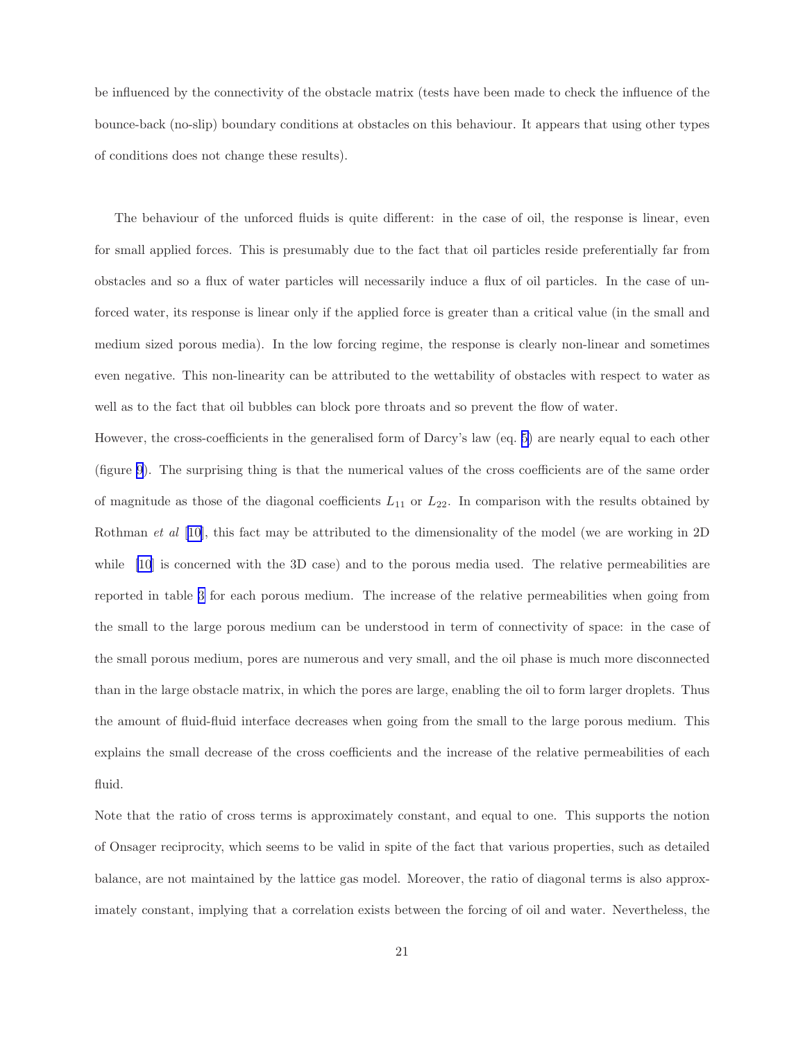be influenced by the connectivity of the obstacle matrix (tests have been made to check the influence of the bounce-back (no-slip) boundary conditions at obstacles on this behaviour. It appears that using other types of conditions does not change these results).

The behaviour of the unforced fluids is quite different: in the case of oil, the response is linear, even for small applied forces. This is presumably due to the fact that oil particles reside preferentially far from obstacles and so a flux of water particles will necessarily induce a flux of oil particles. In the case of unforced water, its response is linear only if the applied force is greater than a critical value (in the small and medium sized porous media). In the low forcing regime, the response is clearly non-linear and sometimes even negative. This non-linearity can be attributed to the wettability of obstacles with respect to water as well as to the fact that oil bubbles can block pore throats and so prevent the flow of water.

However, the cross-coefficients in the generalised form of Darcy's law (eq. 5) are nearly equal to each other (figure 9). The surprising thing is that the numerical values of the cross coefficients are of the same order of magnitude as those of the diagonal coefficients $L_{11}$ or $L_{22}$. In comparison with the results obtained by Rothman *et al* [10], this fact may be attributed to the dimensionality of the model (we are working in 2D while [10] is concerned with the 3D case) and to the porous media used. The relative permeabilities are reported in table 3 for each porous medium. The increase of the relative permeabilities when going from the small to the large porous medium can be understood in term of connectivity of space: in the case of the small porous medium, pores are numerous and very small, and the oil phase is much more disconnected than in the large obstacle matrix, in which the pores are large, enabling the oil to form larger droplets. Thus the amount of fluid-fluid interface decreases when going from the small to the large porous medium. This explains the small decrease of the cross coefficients and the increase of the relative permeabilities of each fluid.

Note that the ratio of cross terms is approximately constant, and equal to one. This supports the notion of Onsager reciprocity, which seems to be valid in spite of the fact that various properties, such as detailed balance, are not maintained by the lattice gas model. Moreover, the ratio of diagonal terms is also approximately constant, implying that a correlation exists between the forcing of oil and water. Nevertheless, the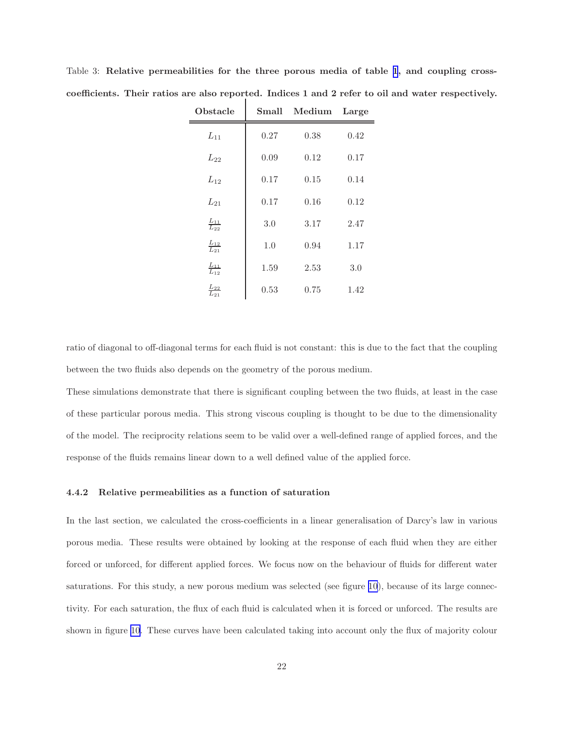Table 3: **Relative permeabilities for the three porous media of table 1, and coupling cross-coefficients. Their ratios are also reported. Indices 1 and 2 refer to oil and water respectively.**

| Obstacle | Small | Medium | Large |
|---|---|---|---|
| $L_{11}$ | 0.27 | 0.38 | 0.42 |
| $L_{22}$ | 0.09 | 0.12 | 0.17 |
| $L_{12}$ | 0.17 | 0.15 | 0.14 |
| $L_{21}$ | 0.17 | 0.16 | 0.12 |
| $\frac{L_{11}}{L_{22}}$ | 3.0 | 3.17 | 2.47 |
| $\frac{L_{12}}{L_{21}}$ | 1.0 | 0.94 | 1.17 |
| $\frac{L_{11}}{L_{12}}$ | 1.59 | 2.53 | 3.0 |
| $\frac{L_{22}}{L_{21}}$ | 0.53 | 0.75 | 1.42 |

ratio of diagonal to off-diagonal terms for each fluid is not constant: this is due to the fact that the coupling between the two fluids also depends on the geometry of the porous medium.

These simulations demonstrate that there is significant coupling between the two fluids, at least in the case of these particular porous media. This strong viscous coupling is thought to be due to the dimensionality of the model. The reciprocity relations seem to be valid over a well-defined range of applied forces, and the response of the fluids remains linear down to a well defined value of the applied force.

### 4.4.2 Relative permeabilities as a function of saturation

In the last section, we calculated the cross-coefficients in a linear generalisation of Darcy's law in various porous media. These results were obtained by looking at the response of each fluid when they are either forced or unforced, for different applied forces. We focus now on the behaviour of fluids for different water saturations. For this study, a new porous medium was selected (see figure 10), because of its large connectivity. For each saturation, the flux of each fluid is calculated when it is forced or unforced. The results are shown in figure 10. These curves have been calculated taking into account only the flux of majority colour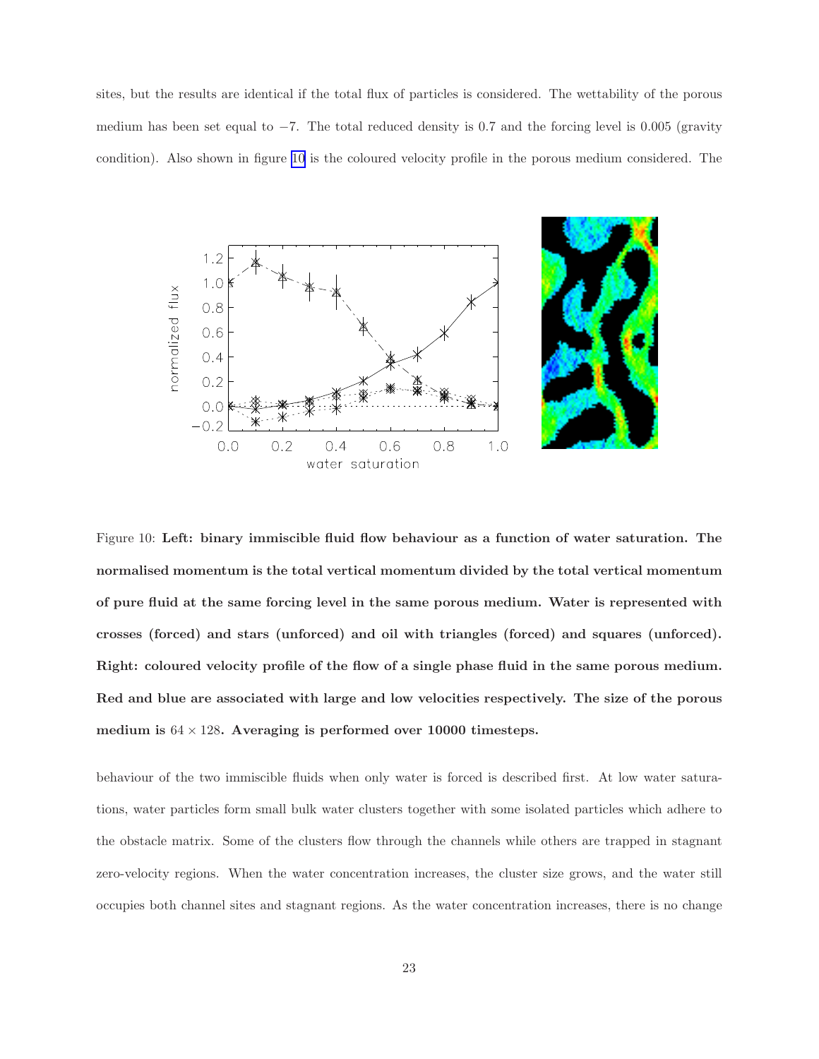sites, but the results are identical if the total flux of particles is considered. The wettability of the porous medium has been set equal to $-7$. The total reduced density is 0.7 and the forcing level is 0.005 (gravity condition). Also shown in figure 10 is the coloured velocity profile in the porous medium considered. The

Figure 10: **Left: binary immiscible fluid flow behaviour as a function of water saturation. The normalised momentum is the total vertical momentum divided by the total vertical momentum of pure fluid at the same forcing level in the same porous medium. Water is represented with crosses (forced) and stars (unforced) and oil with triangles (forced) and squares (unforced). Right: coloured velocity profile of the flow of a single phase fluid in the same porous medium. Red and blue are associated with large and low velocities respectively. The size of the porous medium is $64 \times 128$. Averaging is performed over 10000 timesteps.**

behaviour of the two immiscible fluids when only water is forced is described first. At low water saturations, water particles form small bulk water clusters together with some isolated particles which adhere to the obstacle matrix. Some of the clusters flow through the channels while others are trapped in stagnant zero-velocity regions. When the water concentration increases, the cluster size grows, and the water still occupies both channel sites and stagnant regions. As the water concentration increases, there is no change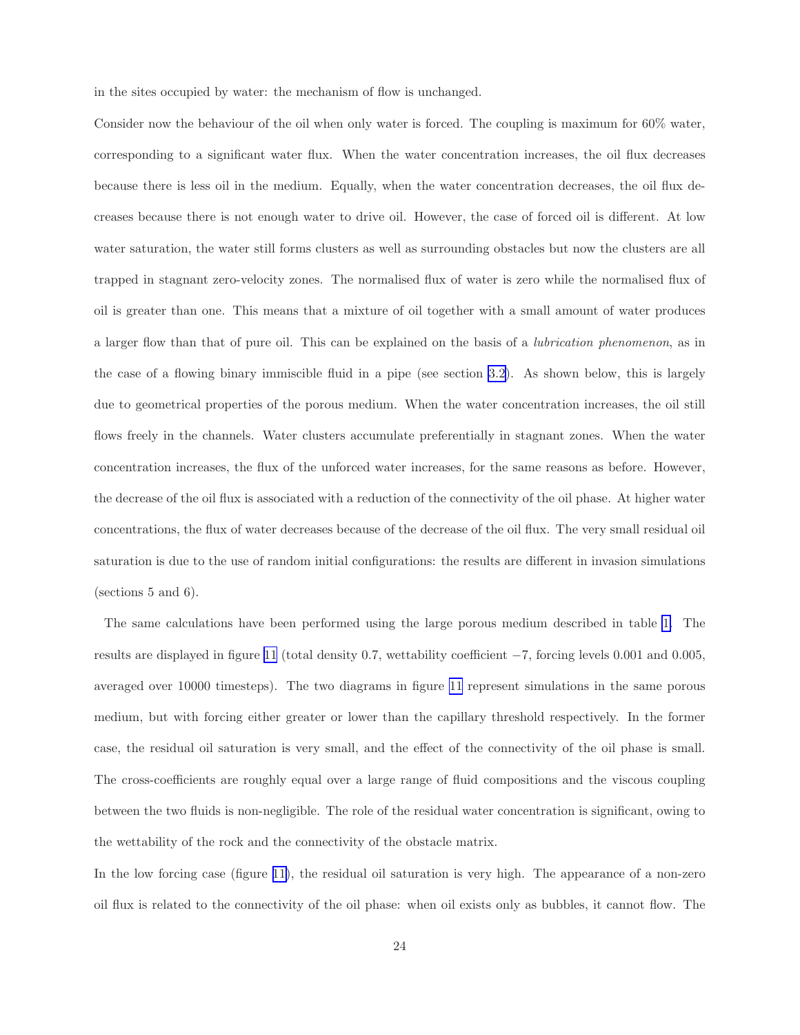in the sites occupied by water: the mechanism of flow is unchanged.

Consider now the behaviour of the oil when only water is forced. The coupling is maximum for 60% water, corresponding to a significant water flux. When the water concentration increases, the oil flux decreases because there is less oil in the medium. Equally, when the water concentration decreases, the oil flux decreases because there is not enough water to drive oil. However, the case of forced oil is different. At low water saturation, the water still forms clusters as well as surrounding obstacles but now the clusters are all trapped in stagnant zero-velocity zones. The normalised flux of water is zero while the normalised flux of oil is greater than one. This means that a mixture of oil together with a small amount of water produces a larger flow than that of pure oil. This can be explained on the basis of a *lubrication phenomenon*, as in the case of a flowing binary immiscible fluid in a pipe (see section 3.2). As shown below, this is largely due to geometrical properties of the porous medium. When the water concentration increases, the oil still flows freely in the channels. Water clusters accumulate preferentially in stagnant zones. When the water concentration increases, the flux of the unforced water increases, for the same reasons as before. However, the decrease of the oil flux is associated with a reduction of the connectivity of the oil phase. At higher water concentrations, the flux of water decreases because of the decrease of the oil flux. The very small residual oil saturation is due to the use of random initial configurations: the results are different in invasion simulations (sections 5 and 6).

The same calculations have been performed using the large porous medium described in table 1. The results are displayed in figure 11 (total density 0.7, wettability coefficient −7, forcing levels 0.001 and 0.005, averaged over 10000 timesteps). The two diagrams in figure 11 represent simulations in the same porous medium, but with forcing either greater or lower than the capillary threshold respectively. In the former case, the residual oil saturation is very small, and the effect of the connectivity of the oil phase is small. The cross-coefficients are roughly equal over a large range of fluid compositions and the viscous coupling between the two fluids is non-negligible. The role of the residual water concentration is significant, owing to the wettability of the rock and the connectivity of the obstacle matrix.

In the low forcing case (figure 11), the residual oil saturation is very high. The appearance of a non-zero oil flux is related to the connectivity of the oil phase: when oil exists only as bubbles, it cannot flow. The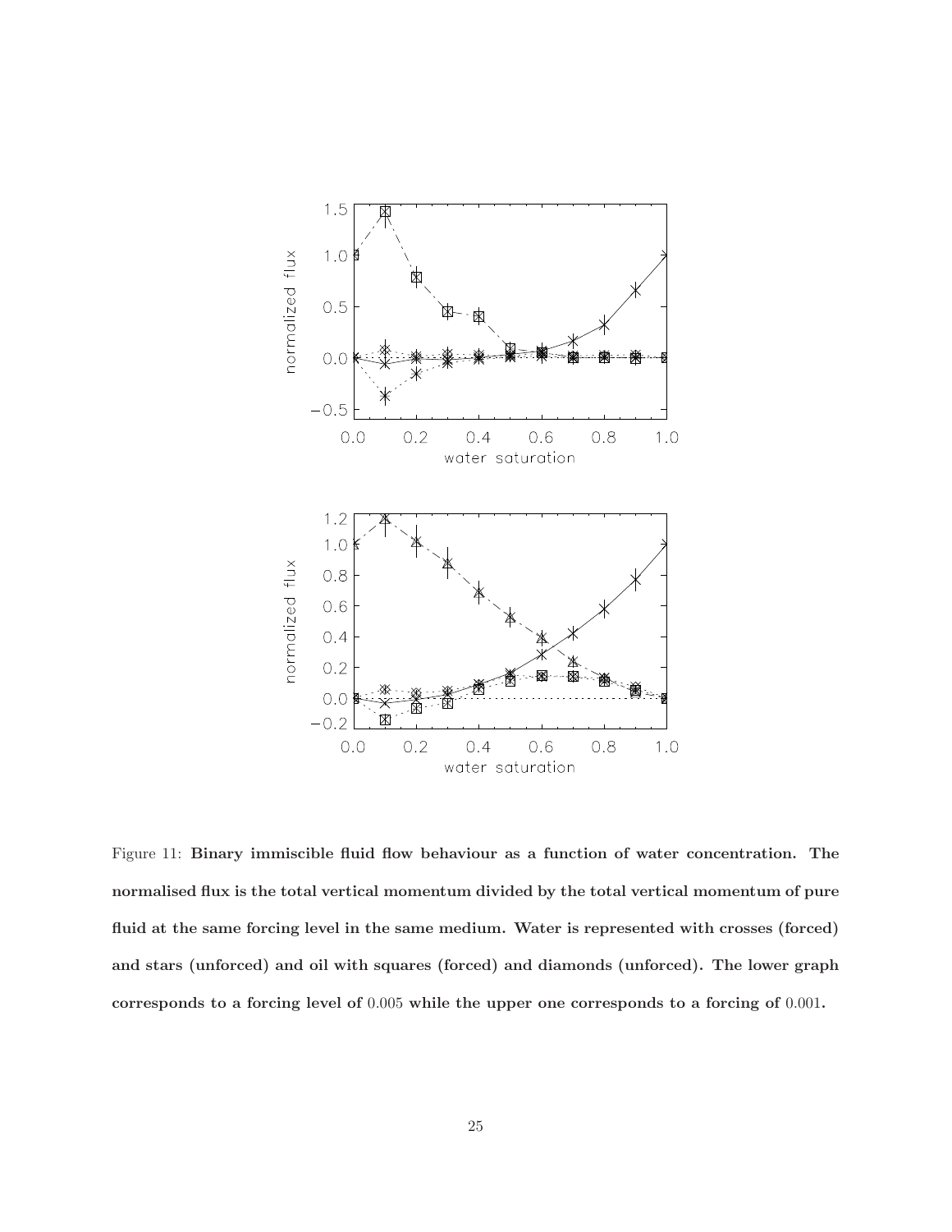Figure 11: **Binary immiscible fluid flow behaviour as a function of water concentration. The normalised flux is the total vertical momentum divided by the total vertical momentum of pure fluid at the same forcing level in the same medium. Water is represented with crosses (forced) and stars (unforced) and oil with squares (forced) and diamonds (unforced). The lower graph corresponds to a forcing level of $0.005$ while the upper one corresponds to a forcing of $0.001$.**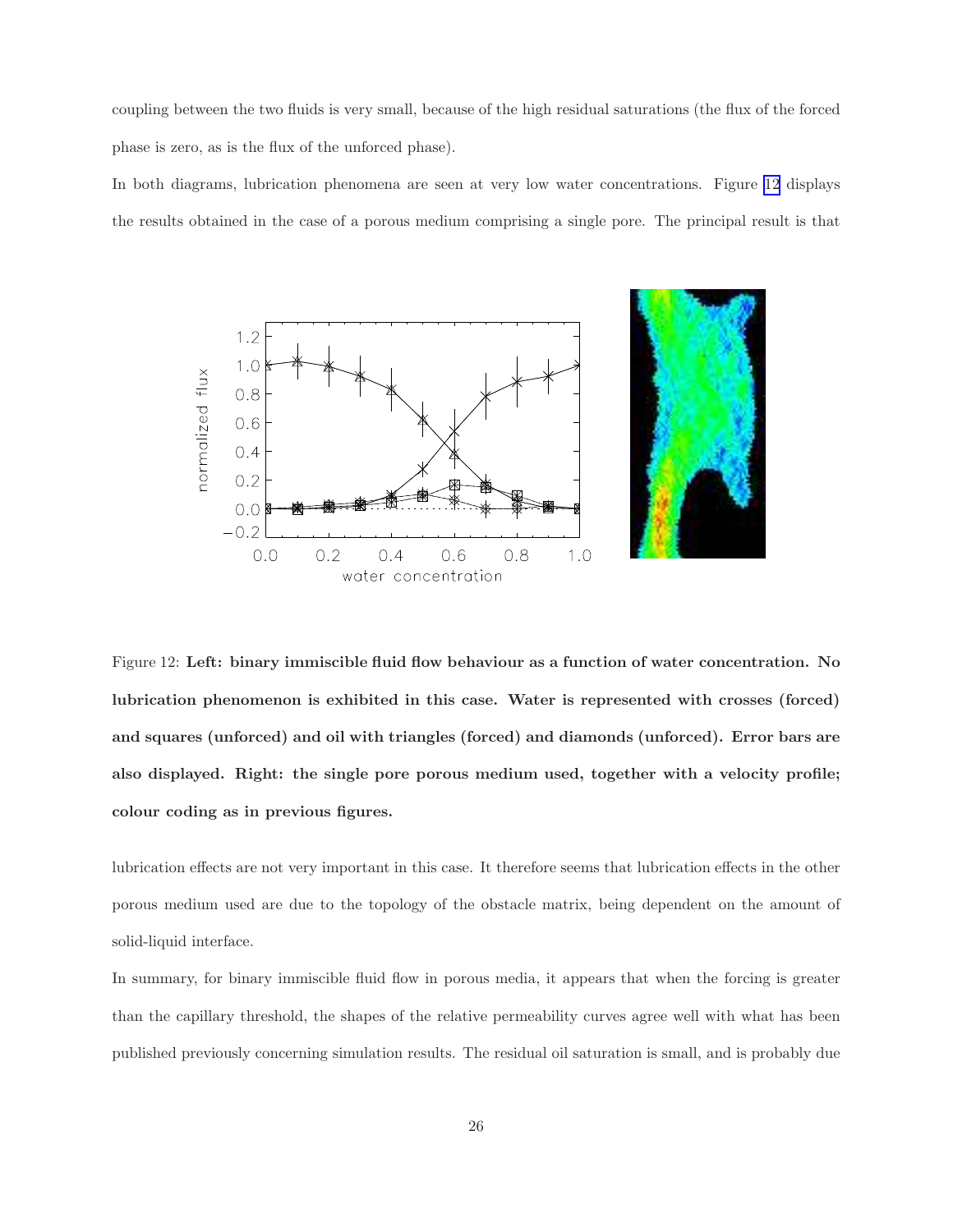coupling between the two fluids is very small, because of the high residual saturations (the flux of the forced phase is zero, as is the flux of the unforced phase).

In both diagrams, lubrication phenomena are seen at very low water concentrations. Figure 12 displays the results obtained in the case of a porous medium comprising a single pore. The principal result is that

Figure 12: **Left: binary immiscible fluid flow behaviour as a function of water concentration. No lubrication phenomenon is exhibited in this case. Water is represented with crosses (forced) and squares (unforced) and oil with triangles (forced) and diamonds (unforced). Error bars are also displayed. Right: the single pore porous medium used, together with a velocity profile; colour coding as in previous figures.**

lubrication effects are not very important in this case. It therefore seems that lubrication effects in the other porous medium used are due to the topology of the obstacle matrix, being dependent on the amount of solid-liquid interface.

In summary, for binary immiscible fluid flow in porous media, it appears that when the forcing is greater than the capillary threshold, the shapes of the relative permeability curves agree well with what has been published previously concerning simulation results. The residual oil saturation is small, and is probably due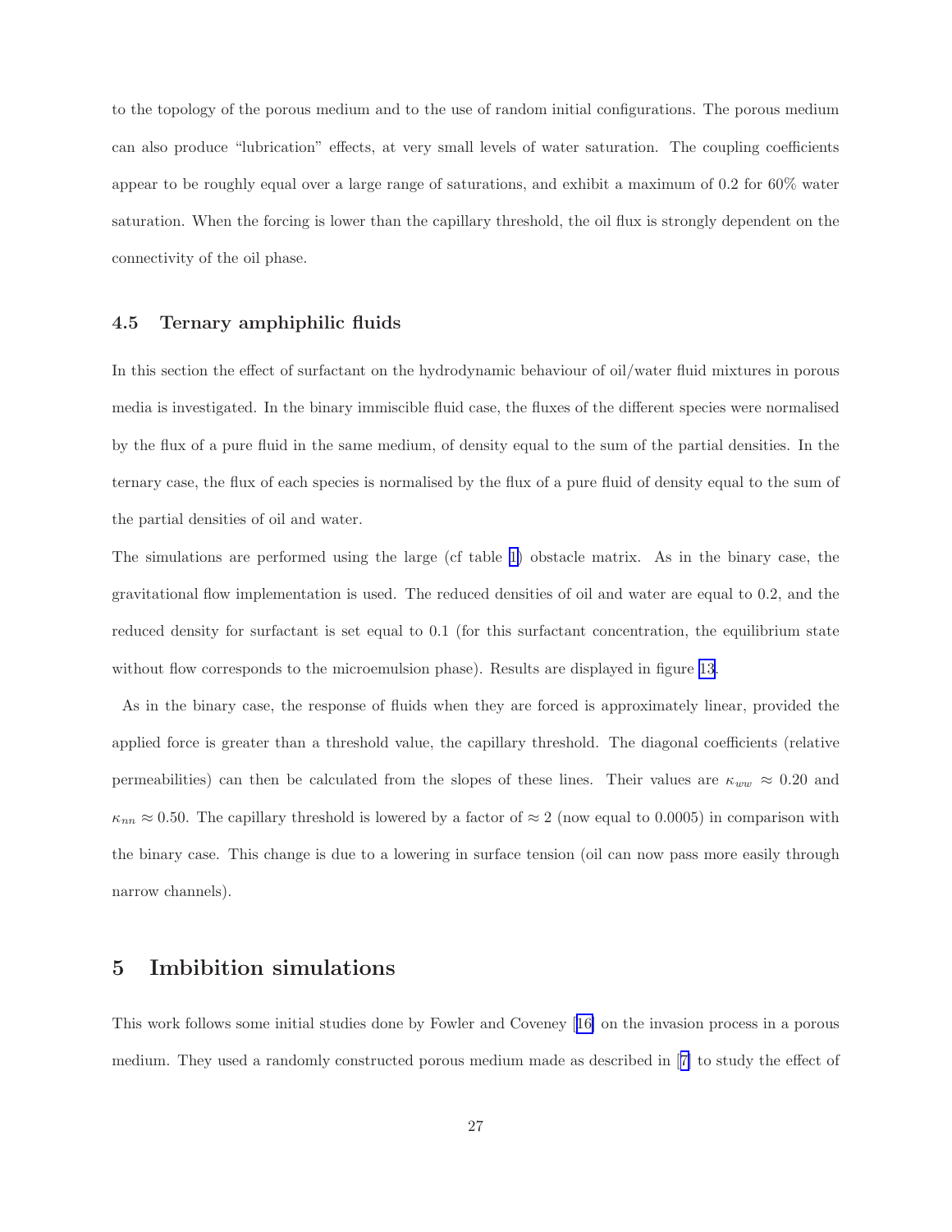to the topology of the porous medium and to the use of random initial configurations. The porous medium can also produce "lubrication" effects, at very small levels of water saturation. The coupling coefficients appear to be roughly equal over a large range of saturations, and exhibit a maximum of 0.2 for 60% water saturation. When the forcing is lower than the capillary threshold, the oil flux is strongly dependent on the connectivity of the oil phase.

### 4.5 Ternary amphiphilic fluids

In this section the effect of surfactant on the hydrodynamic behaviour of oil/water fluid mixtures in porous media is investigated. In the binary immiscible fluid case, the fluxes of the different species were normalised by the flux of a pure fluid in the same medium, of density equal to the sum of the partial densities. In the ternary case, the flux of each species is normalised by the flux of a pure fluid of density equal to the sum of the partial densities of oil and water.

The simulations are performed using the large (cf table 1) obstacle matrix. As in the binary case, the gravitational flow implementation is used. The reduced densities of oil and water are equal to 0.2, and the reduced density for surfactant is set equal to 0.1 (for this surfactant concentration, the equilibrium state without flow corresponds to the microemulsion phase). Results are displayed in figure 13.

As in the binary case, the response of fluids when they are forced is approximately linear, provided the applied force is greater than a threshold value, the capillary threshold. The diagonal coefficients (relative permeabilities) can then be calculated from the slopes of these lines. Their values are $\kappa_{ww} \approx 0.20$ and $\kappa_{nn} \approx 0.50$. The capillary threshold is lowered by a factor of $\approx 2$ (now equal to 0.0005) in comparison with the binary case. This change is due to a lowering in surface tension (oil can now pass more easily through narrow channels).

## 5 Imbibition simulations

This work follows some initial studies done by Fowler and Coveney [16] on the invasion process in a porous medium. They used a randomly constructed porous medium made as described in [7] to study the effect of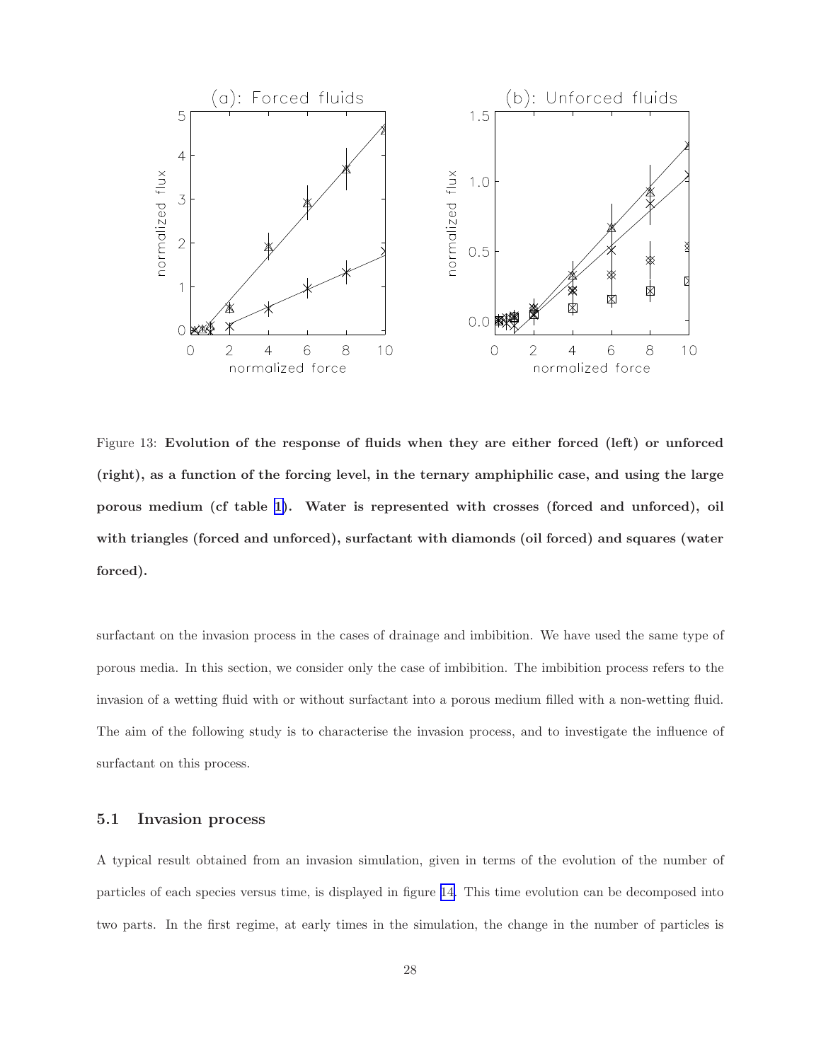Figure 13: **Evolution of the response of fluids when they are either forced (left) or unforced (right), as a function of the forcing level, in the ternary amphiphilic case, and using the large porous medium (cf table 1). Water is represented with crosses (forced and unforced), oil with triangles (forced and unforced), surfactant with diamonds (oil forced) and squares (water forced).**

surfactant on the invasion process in the cases of drainage and imbibition. We have used the same type of porous media. In this section, we consider only the case of imbibition. The imbibition process refers to the invasion of a wetting fluid with or without surfactant into a porous medium filled with a non-wetting fluid. The aim of the following study is to characterise the invasion process, and to investigate the influence of surfactant on this process.

### 5.1 Invasion process

A typical result obtained from an invasion simulation, given in terms of the evolution of the number of particles of each species versus time, is displayed in figure 14. This time evolution can be decomposed into two parts. In the first regime, at early times in the simulation, the change in the number of particles is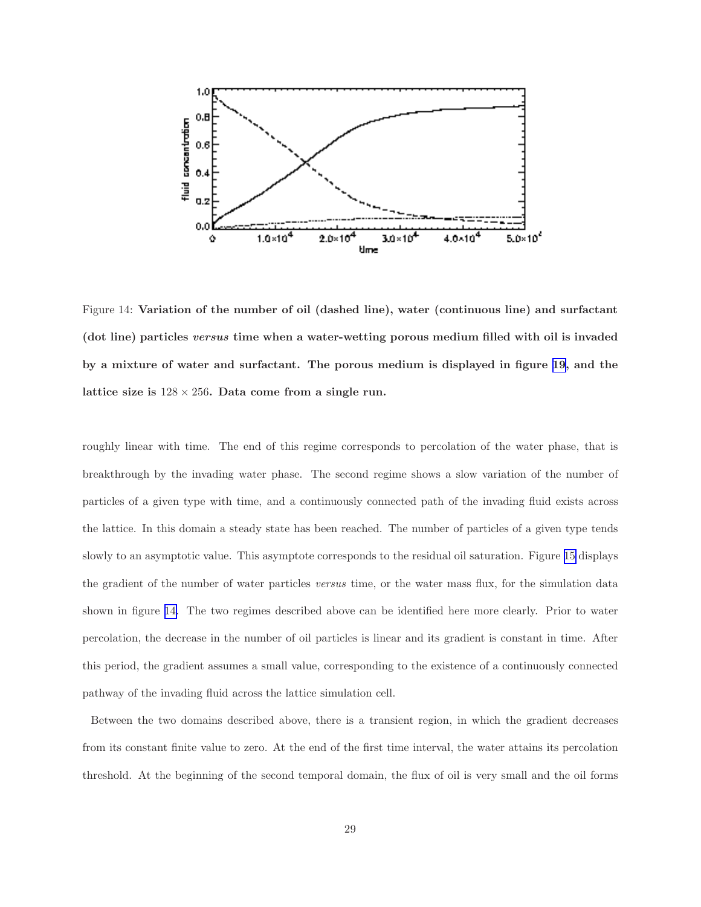Figure 14: **Variation of the number of oil (dashed line), water (continuous line) and surfactant (dot line) particles *versus* time when a water-wetting porous medium filled with oil is invaded by a mixture of water and surfactant. The porous medium is displayed in figure 19, and the lattice size is $128 \times 256$. Data come from a single run.**

roughly linear with time. The end of this regime corresponds to percolation of the water phase, that is breakthrough by the invading water phase. The second regime shows a slow variation of the number of particles of a given type with time, and a continuously connected path of the invading fluid exists across the lattice. In this domain a steady state has been reached. The number of particles of a given type tends slowly to an asymptotic value. This asymptote corresponds to the residual oil saturation. Figure 15 displays the gradient of the number of water particles *versus* time, or the water mass flux, for the simulation data shown in figure 14. The two regimes described above can be identified here more clearly. Prior to water percolation, the decrease in the number of oil particles is linear and its gradient is constant in time. After this period, the gradient assumes a small value, corresponding to the existence of a continuously connected pathway of the invading fluid across the lattice simulation cell.

Between the two domains described above, there is a transient region, in which the gradient decreases from its constant finite value to zero. At the end of the first time interval, the water attains its percolation threshold. At the beginning of the second temporal domain, the flux of oil is very small and the oil forms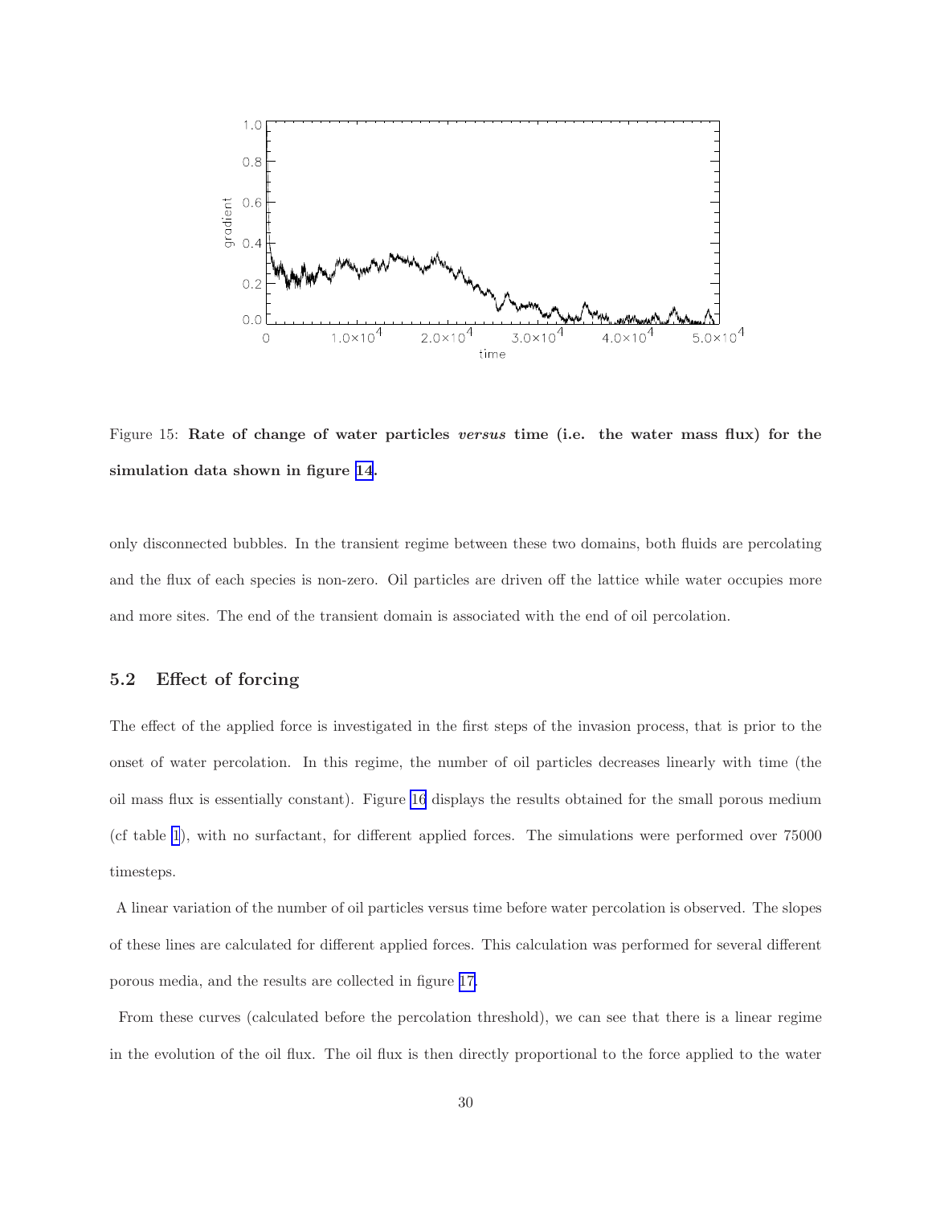Figure 15: **Rate of change of water particles *versus* time (i.e. the water mass flux) for the simulation data shown in figure 14.**

only disconnected bubbles. In the transient regime between these two domains, both fluids are percolating and the flux of each species is non-zero. Oil particles are driven off the lattice while water occupies more and more sites. The end of the transient domain is associated with the end of oil percolation.

### 5.2 Effect of forcing

The effect of the applied force is investigated in the first steps of the invasion process, that is prior to the onset of water percolation. In this regime, the number of oil particles decreases linearly with time (the oil mass flux is essentially constant). Figure 16 displays the results obtained for the small porous medium (cf table 1), with no surfactant, for different applied forces. The simulations were performed over 75000 timesteps.

A linear variation of the number of oil particles versus time before water percolation is observed. The slopes of these lines are calculated for different applied forces. This calculation was performed for several different porous media, and the results are collected in figure 17.

From these curves (calculated before the percolation threshold), we can see that there is a linear regime in the evolution of the oil flux. The oil flux is then directly proportional to the force applied to the water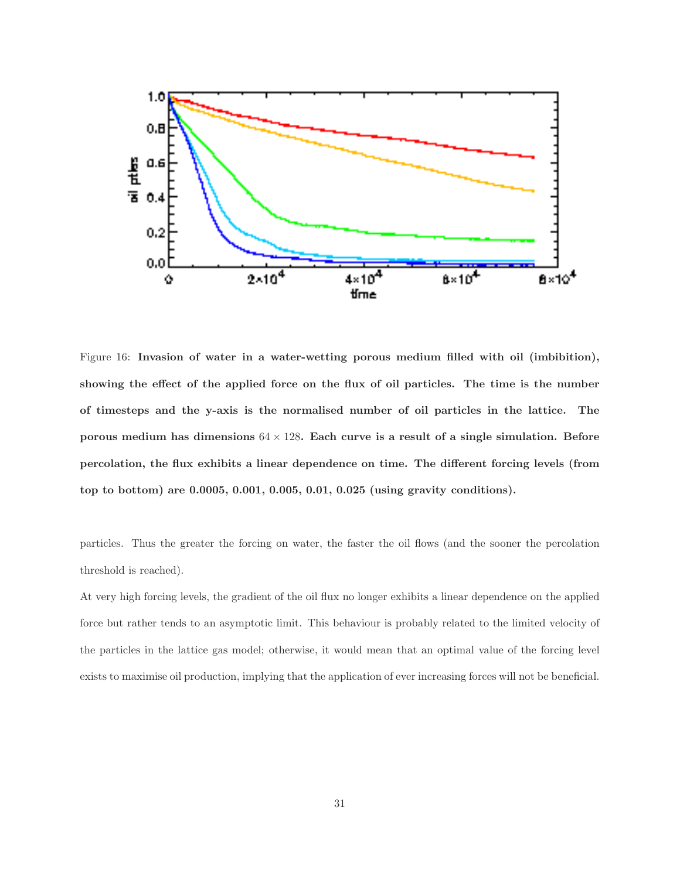Figure 16: **Invasion of water in a water-wetting porous medium filled with oil (imbibition), showing the effect of the applied force on the flux of oil particles. The time is the number of timesteps and the y-axis is the normalised number of oil particles in the lattice. The porous medium has dimensions $64 \times 128$. Each curve is a result of a single simulation. Before percolation, the flux exhibits a linear dependence on time. The different forcing levels (from top to bottom) are 0.0005, 0.001, 0.005, 0.01, 0.025 (using gravity conditions).**

particles. Thus the greater the forcing on water, the faster the oil flows (and the sooner the percolation threshold is reached).

At very high forcing levels, the gradient of the oil flux no longer exhibits a linear dependence on the applied force but rather tends to an asymptotic limit. This behaviour is probably related to the limited velocity of the particles in the lattice gas model; otherwise, it would mean that an optimal value of the forcing level exists to maximise oil production, implying that the application of ever increasing forces will not be beneficial.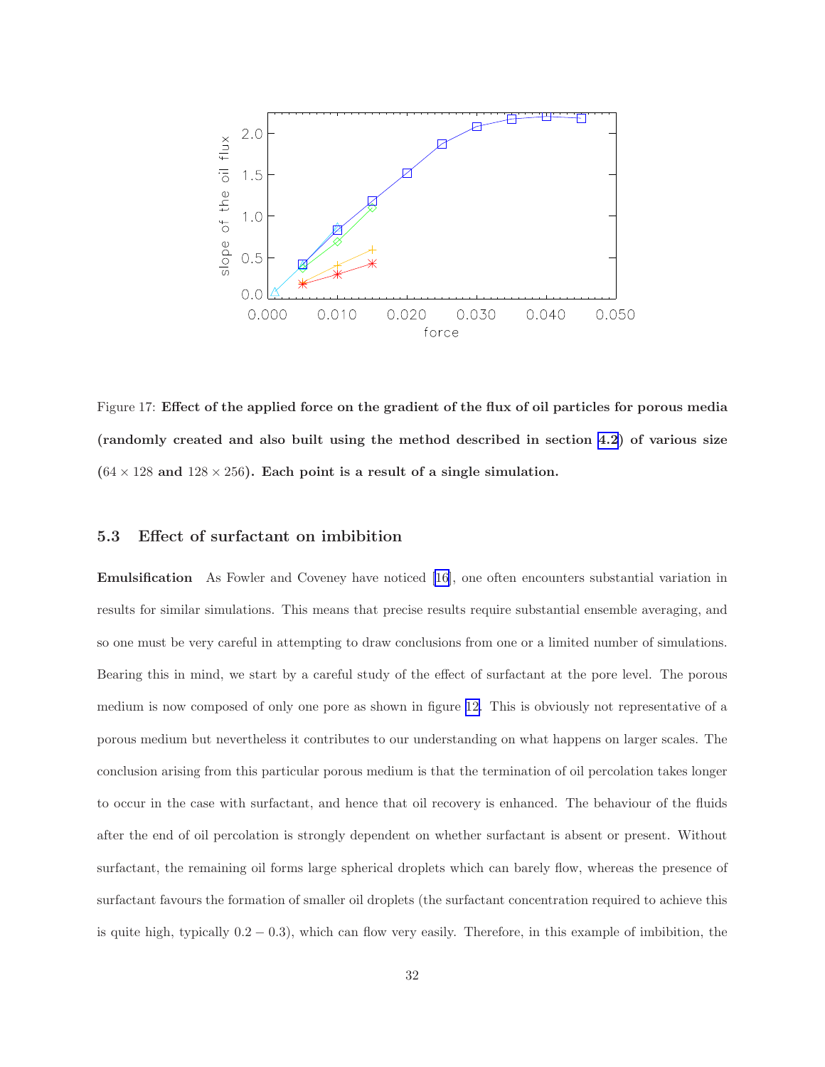Figure 17: **Effect of the applied force on the gradient of the flux of oil particles for porous media (randomly created and also built using the method described in section 4.2) of various size ($64 \times 128$ and $128 \times 256$). Each point is a result of a single simulation.**

### 5.3 Effect of surfactant on imbibition

**Emulsification** As Fowler and Coveney have noticed [16], one often encounters substantial variation in results for similar simulations. This means that precise results require substantial ensemble averaging, and so one must be very careful in attempting to draw conclusions from one or a limited number of simulations. Bearing this in mind, we start by a careful study of the effect of surfactant at the pore level. The porous medium is now composed of only one pore as shown in figure 12. This is obviously not representative of a porous medium but nevertheless it contributes to our understanding on what happens on larger scales. The conclusion arising from this particular porous medium is that the termination of oil percolation takes longer to occur in the case with surfactant, and hence that oil recovery is enhanced. The behaviour of the fluids after the end of oil percolation is strongly dependent on whether surfactant is absent or present. Without surfactant, the remaining oil forms large spherical droplets which can barely flow, whereas the presence of surfactant favours the formation of smaller oil droplets (the surfactant concentration required to achieve this is quite high, typically $0.2 - 0.3$), which can flow very easily. Therefore, in this example of imbibition, the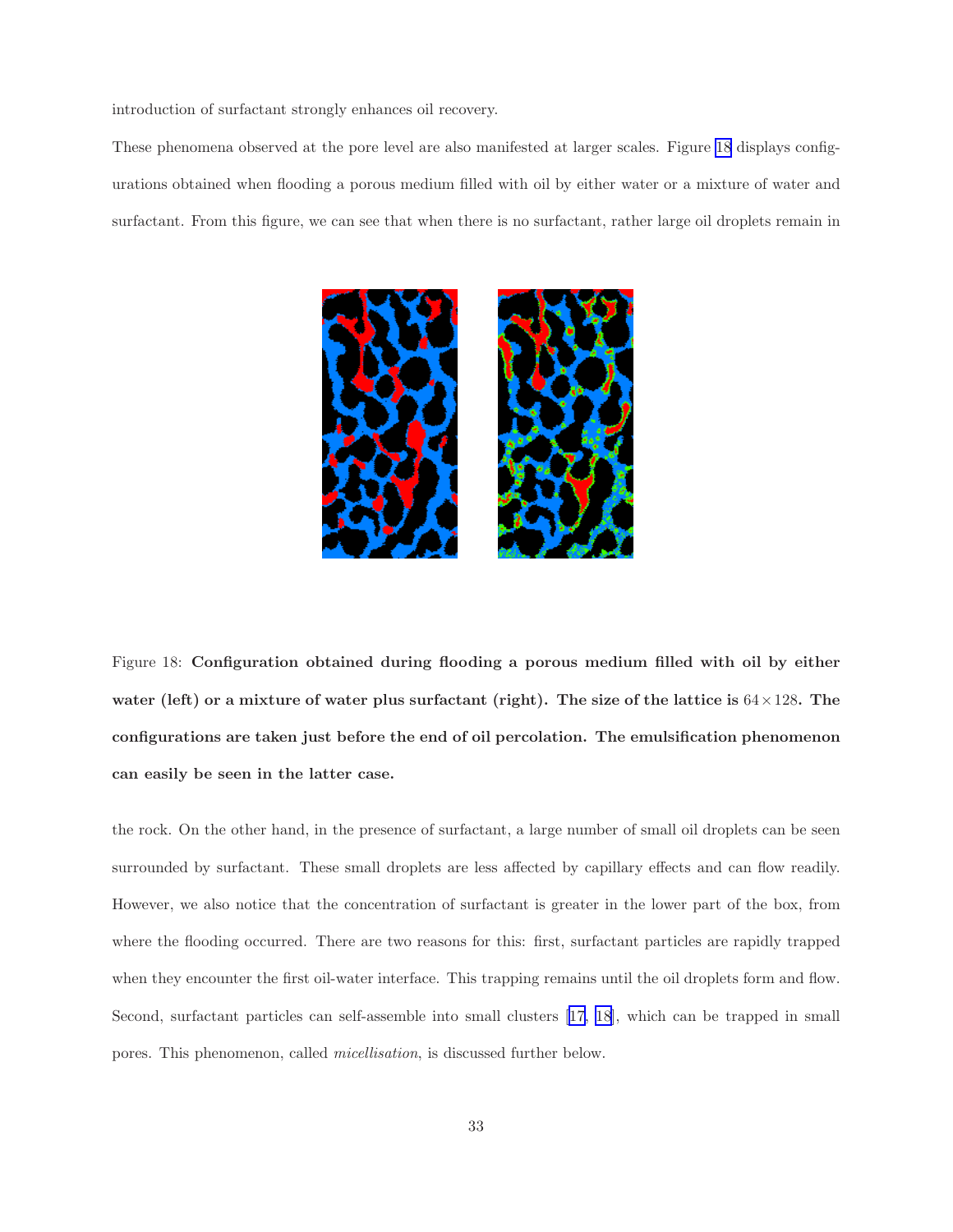introduction of surfactant strongly enhances oil recovery.

These phenomena observed at the pore level are also manifested at larger scales. Figure 18 displays configurations obtained when flooding a porous medium filled with oil by either water or a mixture of water and surfactant. From this figure, we can see that when there is no surfactant, rather large oil droplets remain in

Figure 18: **Configuration obtained during flooding a porous medium filled with oil by either water (left) or a mixture of water plus surfactant (right). The size of the lattice is $64 \times 128$. The configurations are taken just before the end of oil percolation. The emulsification phenomenon can easily be seen in the latter case.**

the rock. On the other hand, in the presence of surfactant, a large number of small oil droplets can be seen surrounded by surfactant. These small droplets are less affected by capillary effects and can flow readily. However, we also notice that the concentration of surfactant is greater in the lower part of the box, from where the flooding occurred. There are two reasons for this: first, surfactant particles are rapidly trapped when they encounter the first oil-water interface. This trapping remains until the oil droplets form and flow. Second, surfactant particles can self-assemble into small clusters [17, 18], which can be trapped in small pores. This phenomenon, called *micellisation*, is discussed further below.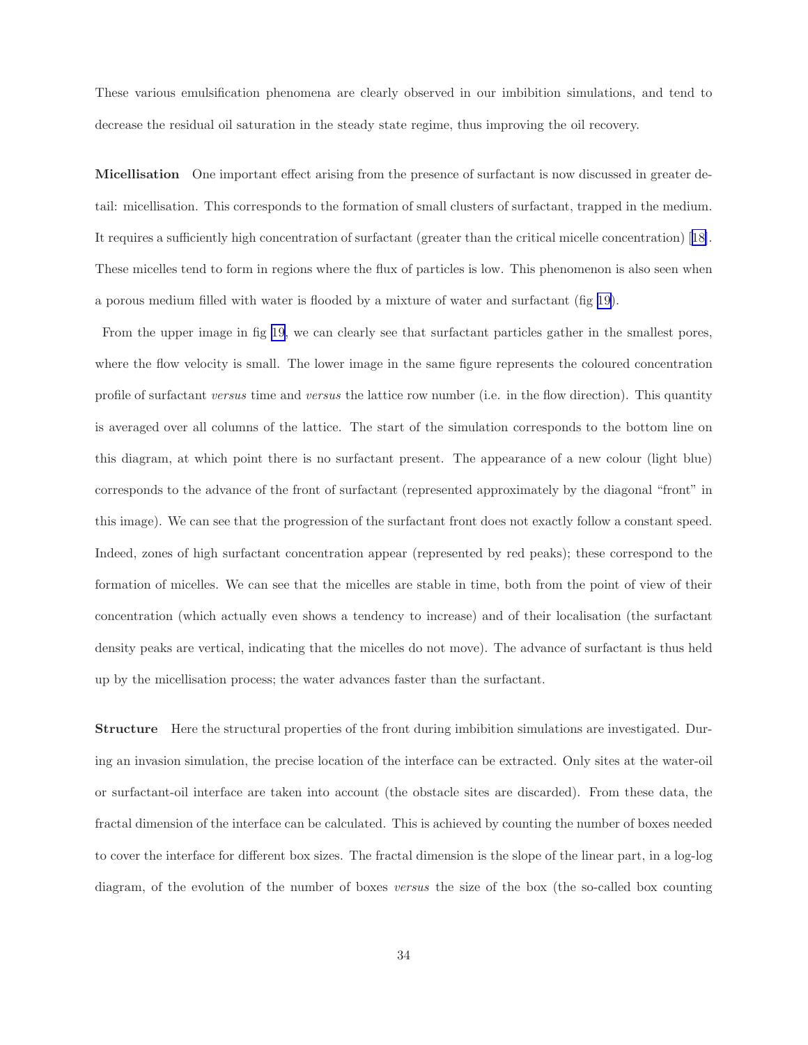These various emulsification phenomena are clearly observed in our imbibition simulations, and tend to decrease the residual oil saturation in the steady state regime, thus improving the oil recovery.

**Micellisation** One important effect arising from the presence of surfactant is now discussed in greater detail: micellisation. This corresponds to the formation of small clusters of surfactant, trapped in the medium. It requires a sufficiently high concentration of surfactant (greater than the critical micelle concentration) [18]. These micelles tend to form in regions where the flux of particles is low. This phenomenon is also seen when a porous medium filled with water is flooded by a mixture of water and surfactant (fig 19).

From the upper image in fig 19, we can clearly see that surfactant particles gather in the smallest pores, where the flow velocity is small. The lower image in the same figure represents the coloured concentration profile of surfactant *versus* time and *versus* the lattice row number (i.e. in the flow direction). This quantity is averaged over all columns of the lattice. The start of the simulation corresponds to the bottom line on this diagram, at which point there is no surfactant present. The appearance of a new colour (light blue) corresponds to the advance of the front of surfactant (represented approximately by the diagonal "front" in this image). We can see that the progression of the surfactant front does not exactly follow a constant speed. Indeed, zones of high surfactant concentration appear (represented by red peaks); these correspond to the formation of micelles. We can see that the micelles are stable in time, both from the point of view of their concentration (which actually even shows a tendency to increase) and of their localisation (the surfactant density peaks are vertical, indicating that the micelles do not move). The advance of surfactant is thus held up by the micellisation process; the water advances faster than the surfactant.

**Structure** Here the structural properties of the front during imbibition simulations are investigated. During an invasion simulation, the precise location of the interface can be extracted. Only sites at the water-oil or surfactant-oil interface are taken into account (the obstacle sites are discarded). From these data, the fractal dimension of the interface can be calculated. This is achieved by counting the number of boxes needed to cover the interface for different box sizes. The fractal dimension is the slope of the linear part, in a log-log diagram, of the evolution of the number of boxes *versus* the size of the box (the so-called box counting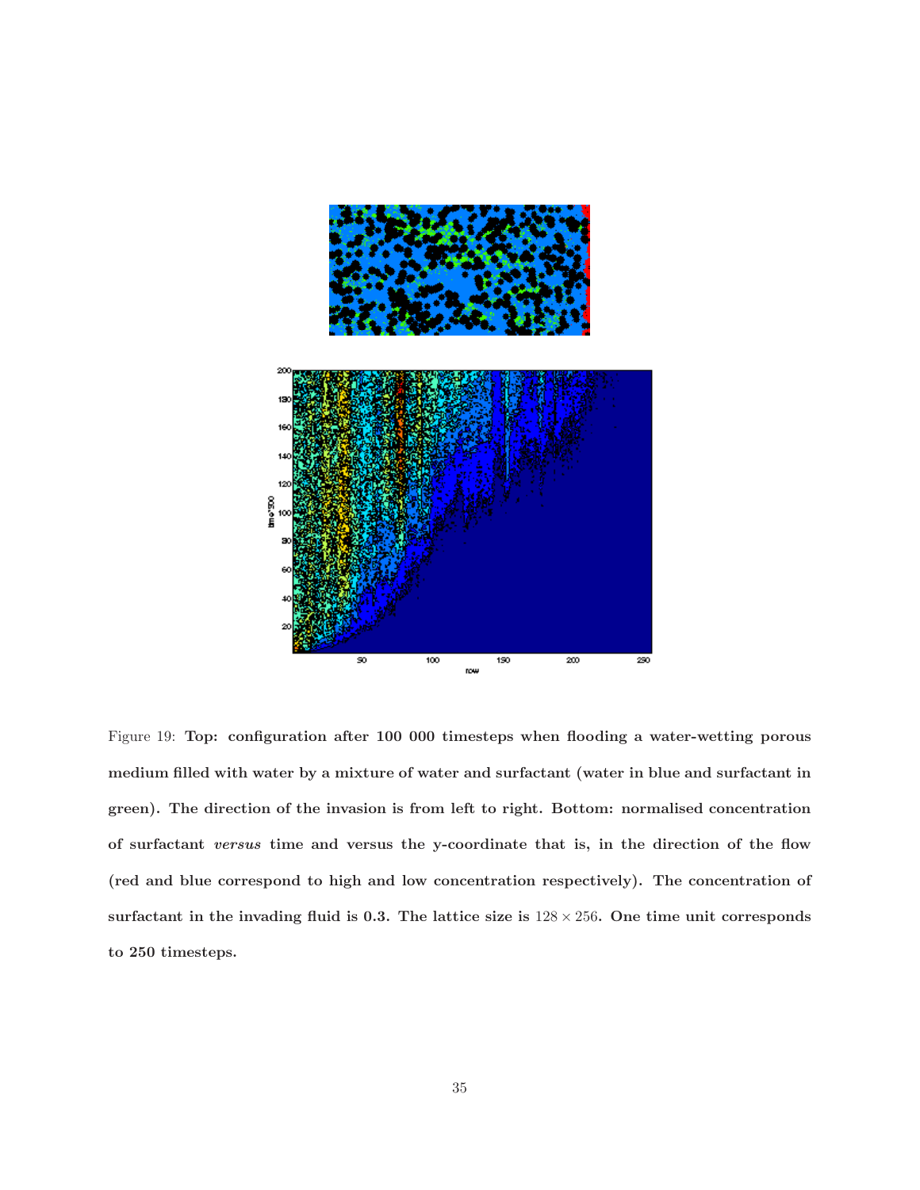Figure 19: **Top: configuration after 100 000 timesteps when flooding a water-wetting porous medium filled with water by a mixture of water and surfactant (water in blue and surfactant in green). The direction of the invasion is from left to right. Bottom: normalised concentration of surfactant *versus* time and versus the y-coordinate that is, in the direction of the flow (red and blue correspond to high and low concentration respectively). The concentration of surfactant in the invading fluid is 0.3. The lattice size is $128 \times 256$. One time unit corresponds to 250 timesteps.**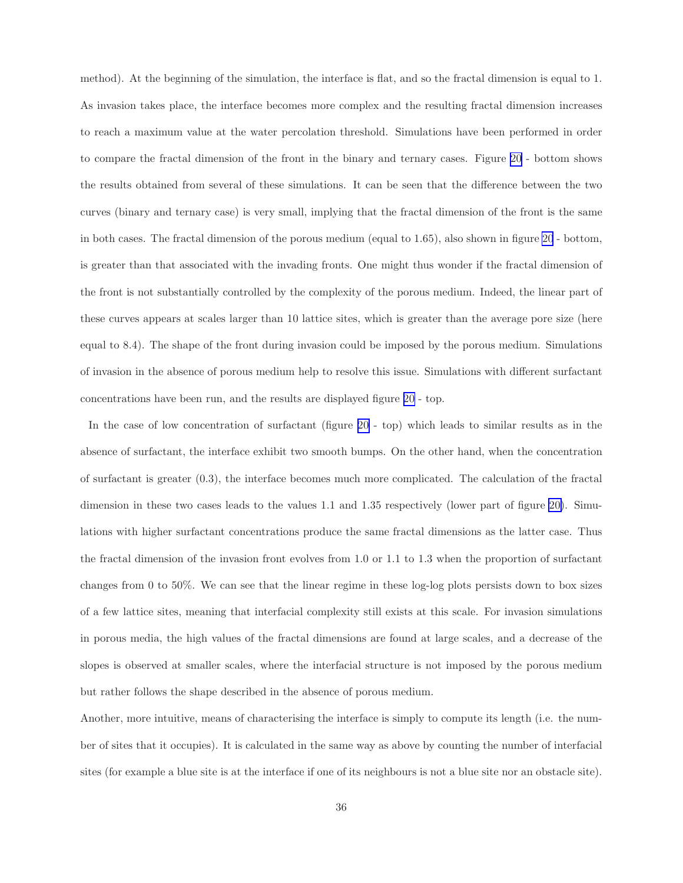method). At the beginning of the simulation, the interface is flat, and so the fractal dimension is equal to 1. As invasion takes place, the interface becomes more complex and the resulting fractal dimension increases to reach a maximum value at the water percolation threshold. Simulations have been performed in order to compare the fractal dimension of the front in the binary and ternary cases. Figure 20 - bottom shows the results obtained from several of these simulations. It can be seen that the difference between the two curves (binary and ternary case) is very small, implying that the fractal dimension of the front is the same in both cases. The fractal dimension of the porous medium (equal to 1.65), also shown in figure 20 - bottom, is greater than that associated with the invading fronts. One might thus wonder if the fractal dimension of the front is not substantially controlled by the complexity of the porous medium. Indeed, the linear part of these curves appears at scales larger than 10 lattice sites, which is greater than the average pore size (here equal to 8.4). The shape of the front during invasion could be imposed by the porous medium. Simulations of invasion in the absence of porous medium help to resolve this issue. Simulations with different surfactant concentrations have been run, and the results are displayed figure 20 - top.

In the case of low concentration of surfactant (figure 20 - top) which leads to similar results as in the absence of surfactant, the interface exhibit two smooth bumps. On the other hand, when the concentration of surfactant is greater (0.3), the interface becomes much more complicated. The calculation of the fractal dimension in these two cases leads to the values 1.1 and 1.35 respectively (lower part of figure 20). Simulations with higher surfactant concentrations produce the same fractal dimensions as the latter case. Thus the fractal dimension of the invasion front evolves from 1.0 or 1.1 to 1.3 when the proportion of surfactant changes from 0 to 50%. We can see that the linear regime in these log-log plots persists down to box sizes of a few lattice sites, meaning that interfacial complexity still exists at this scale. For invasion simulations in porous media, the high values of the fractal dimensions are found at large scales, and a decrease of the slopes is observed at smaller scales, where the interfacial structure is not imposed by the porous medium but rather follows the shape described in the absence of porous medium.

Another, more intuitive, means of characterising the interface is simply to compute its length (i.e. the number of sites that it occupies). It is calculated in the same way as above by counting the number of interfacial sites (for example a blue site is at the interface if one of its neighbours is not a blue site nor an obstacle site).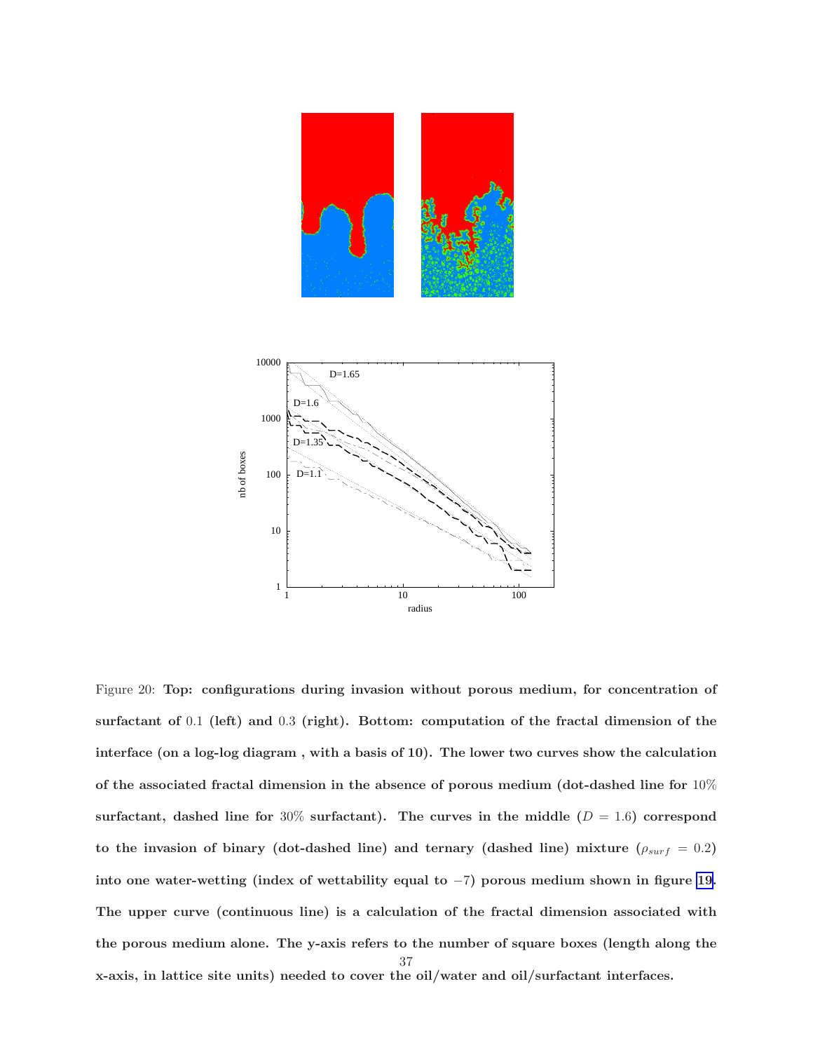Figure 20: **Top: configurations during invasion without porous medium, for concentration of surfactant of** 0.1 **(left) and** 0.3 **(right). Bottom: computation of the fractal dimension of the interface (on a log-log diagram , with a basis of 10). The lower two curves show the calculation of the associated fractal dimension in the absence of porous medium (dot-dashed line for** 10% **surfactant, dashed line for** 30% **surfactant). The curves in the middle (**$D = 1.6$**) correspond to the invasion of binary (dot-dashed line) and ternary (dashed line) mixture (**$\rho_{surf} = 0.2$**) into one water-wetting (index of wettability equal to** $-7$**) porous medium shown in figure 19. The upper curve (continuous line) is a calculation of the fractal dimension associated with the porous medium alone. The y-axis refers to the number of square boxes (length along the x-axis, in lattice site units) needed to cover the oil/water and oil/surfactant interfaces.**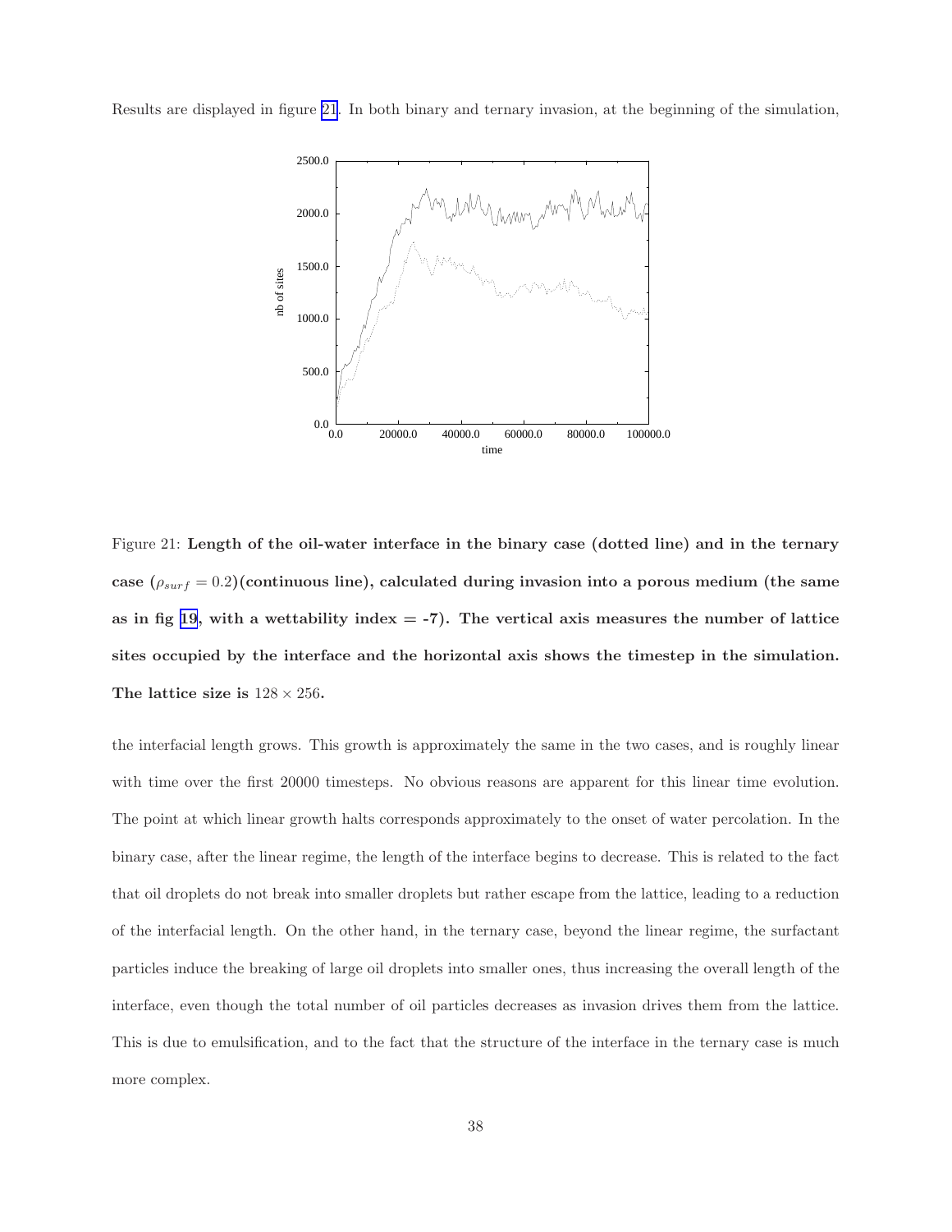Results are displayed in figure 21. In both binary and ternary invasion, at the beginning of the simulation,

Figure 21: **Length of the oil-water interface in the binary case (dotted line) and in the ternary case ($\rho_{surf} = 0.2$)(continuous line), calculated during invasion into a porous medium (the same as in fig 19, with a wettability index = -7). The vertical axis measures the number of lattice sites occupied by the interface and the horizontal axis shows the timestep in the simulation. The lattice size is $128 \times 256$.**

the interfacial length grows. This growth is approximately the same in the two cases, and is roughly linear with time over the first 20000 timesteps. No obvious reasons are apparent for this linear time evolution. The point at which linear growth halts corresponds approximately to the onset of water percolation. In the binary case, after the linear regime, the length of the interface begins to decrease. This is related to the fact that oil droplets do not break into smaller droplets but rather escape from the lattice, leading to a reduction of the interfacial length. On the other hand, in the ternary case, beyond the linear regime, the surfactant particles induce the breaking of large oil droplets into smaller ones, thus increasing the overall length of the interface, even though the total number of oil particles decreases as invasion drives them from the lattice. This is due to emulsification, and to the fact that the structure of the interface in the ternary case is much more complex.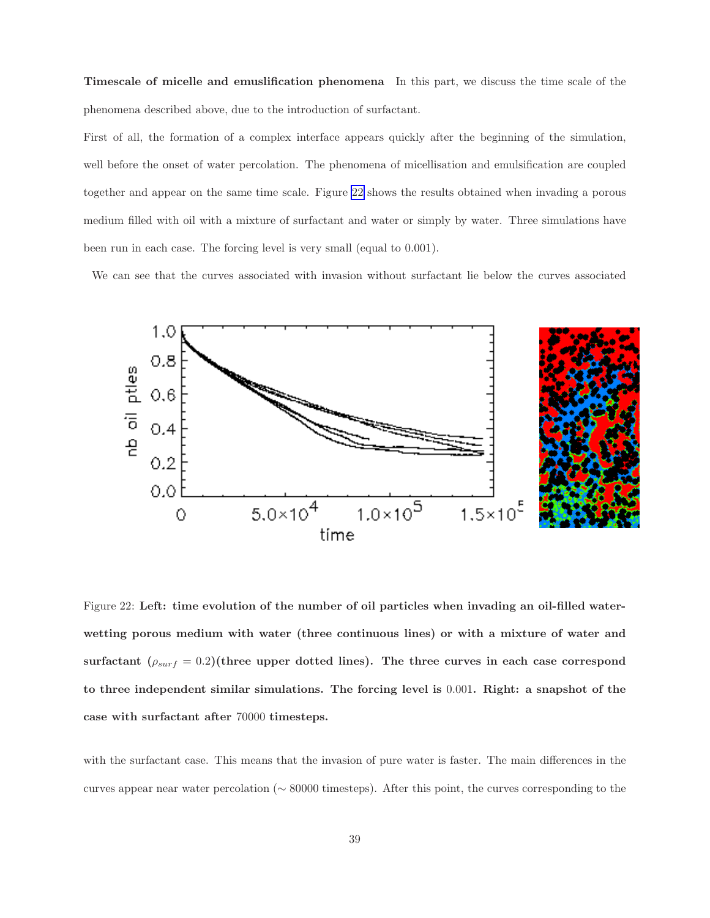**Timescale of micelle and emuslification phenomena** In this part, we discuss the time scale of the phenomena described above, due to the introduction of surfactant.

First of all, the formation of a complex interface appears quickly after the beginning of the simulation, well before the onset of water percolation. The phenomena of micellisation and emulsification are coupled together and appear on the same time scale. Figure 22 shows the results obtained when invading a porous medium filled with oil with a mixture of surfactant and water or simply by water. Three simulations have been run in each case. The forcing level is very small (equal to 0.001).

We can see that the curves associated with invasion without surfactant lie below the curves associated

Figure 22: **Left: time evolution of the number of oil particles when invading an oil-filled water-wetting porous medium with water (three continuous lines) or with a mixture of water and surfactant ($\rho_{surf} = 0.2$)(three upper dotted lines). The three curves in each case correspond to three independent similar simulations. The forcing level is 0.001. Right: a snapshot of the case with surfactant after 70000 timesteps.**

with the surfactant case. This means that the invasion of pure water is faster. The main differences in the curves appear near water percolation ($\sim$ 80000 timesteps). After this point, the curves corresponding to the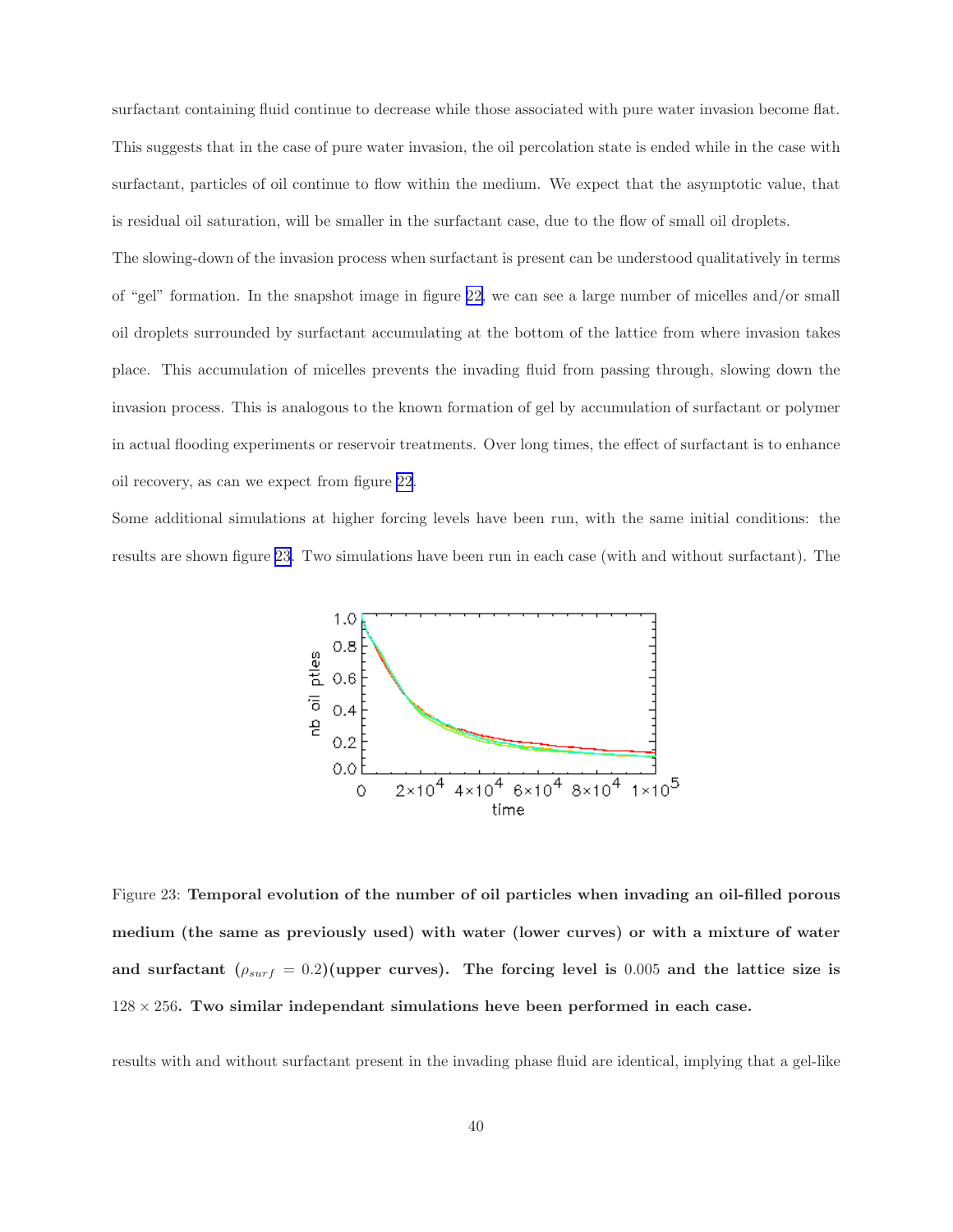surfactant containing fluid continue to decrease while those associated with pure water invasion become flat. This suggests that in the case of pure water invasion, the oil percolation state is ended while in the case with surfactant, particles of oil continue to flow within the medium. We expect that the asymptotic value, that is residual oil saturation, will be smaller in the surfactant case, due to the flow of small oil droplets.

The slowing-down of the invasion process when surfactant is present can be understood qualitatively in terms of "gel" formation. In the snapshot image in figure 22, we can see a large number of micelles and/or small oil droplets surrounded by surfactant accumulating at the bottom of the lattice from where invasion takes place. This accumulation of micelles prevents the invading fluid from passing through, slowing down the invasion process. This is analogous to the known formation of gel by accumulation of surfactant or polymer in actual flooding experiments or reservoir treatments. Over long times, the effect of surfactant is to enhance oil recovery, as can we expect from figure 22.

Some additional simulations at higher forcing levels have been run, with the same initial conditions: the results are shown figure 23. Two simulations have been run in each case (with and without surfactant). The

Figure 23: **Temporal evolution of the number of oil particles when invading an oil-filled porous medium (the same as previously used) with water (lower curves) or with a mixture of water and surfactant ($\rho_{surf} = 0.2$)(upper curves). The forcing level is $0.005$ and the lattice size is $128 \times 256$. Two similar independant simulations heve been performed in each case.**

results with and without surfactant present in the invading phase fluid are identical, implying that a gel-like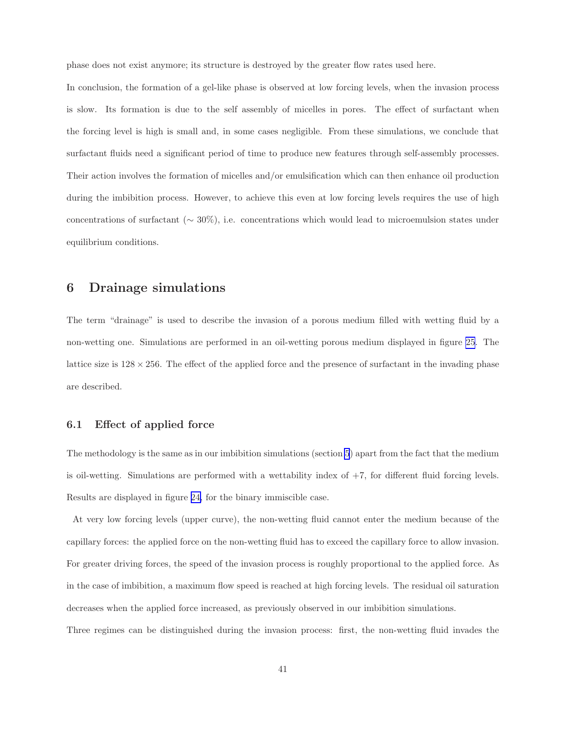phase does not exist anymore; its structure is destroyed by the greater flow rates used here.

In conclusion, the formation of a gel-like phase is observed at low forcing levels, when the invasion process is slow. Its formation is due to the self assembly of micelles in pores. The effect of surfactant when the forcing level is high is small and, in some cases negligible. From these simulations, we conclude that surfactant fluids need a significant period of time to produce new features through self-assembly processes. Their action involves the formation of micelles and/or emulsification which can then enhance oil production during the imbibition process. However, to achieve this even at low forcing levels requires the use of high concentrations of surfactant ($\sim 30\%$), i.e. concentrations which would lead to microemulsion states under equilibrium conditions.

# 6 Drainage simulations

The term "drainage" is used to describe the invasion of a porous medium filled with wetting fluid by a non-wetting one. Simulations are performed in an oil-wetting porous medium displayed in figure 25. The lattice size is $128 \times 256$. The effect of the applied force and the presence of surfactant in the invading phase are described.

## 6.1 Effect of applied force

The methodology is the same as in our imbibition simulations (section 5) apart from the fact that the medium is oil-wetting. Simulations are performed with a wettability index of $+7$, for different fluid forcing levels. Results are displayed in figure 24, for the binary immiscible case.

At very low forcing levels (upper curve), the non-wetting fluid cannot enter the medium because of the capillary forces: the applied force on the non-wetting fluid has to exceed the capillary force to allow invasion. For greater driving forces, the speed of the invasion process is roughly proportional to the applied force. As in the case of imbibition, a maximum flow speed is reached at high forcing levels. The residual oil saturation decreases when the applied force increased, as previously observed in our imbibition simulations.

Three regimes can be distinguished during the invasion process: first, the non-wetting fluid invades the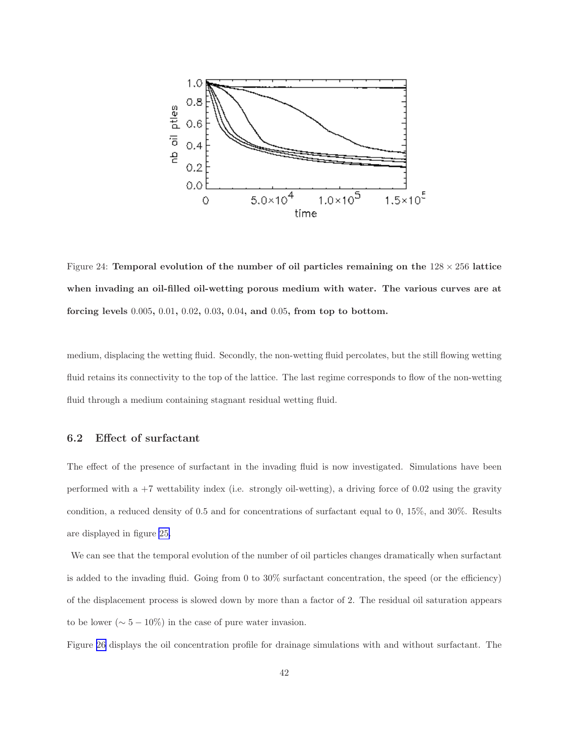Figure 24: **Temporal evolution of the number of oil particles remaining on the $128 \times 256$ lattice when invading an oil-filled oil-wetting porous medium with water. The various curves are at forcing levels $0.005$, $0.01$, $0.02$, $0.03$, $0.04$, and $0.05$, from top to bottom.**

medium, displacing the wetting fluid. Secondly, the non-wetting fluid percolates, but the still flowing wetting fluid retains its connectivity to the top of the lattice. The last regime corresponds to flow of the non-wetting fluid through a medium containing stagnant residual wetting fluid.

## 6.2 Effect of surfactant

The effect of the presence of surfactant in the invading fluid is now investigated. Simulations have been performed with a +7 wettability index (i.e. strongly oil-wetting), a driving force of 0.02 using the gravity condition, a reduced density of 0.5 and for concentrations of surfactant equal to 0, 15%, and 30%. Results are displayed in figure 25.

We can see that the temporal evolution of the number of oil particles changes dramatically when surfactant is added to the invading fluid. Going from 0 to 30% surfactant concentration, the speed (or the efficiency) of the displacement process is slowed down by more than a factor of 2. The residual oil saturation appears to be lower ($\sim 5-10\%$) in the case of pure water invasion.

Figure 26 displays the oil concentration profile for drainage simulations with and without surfactant. The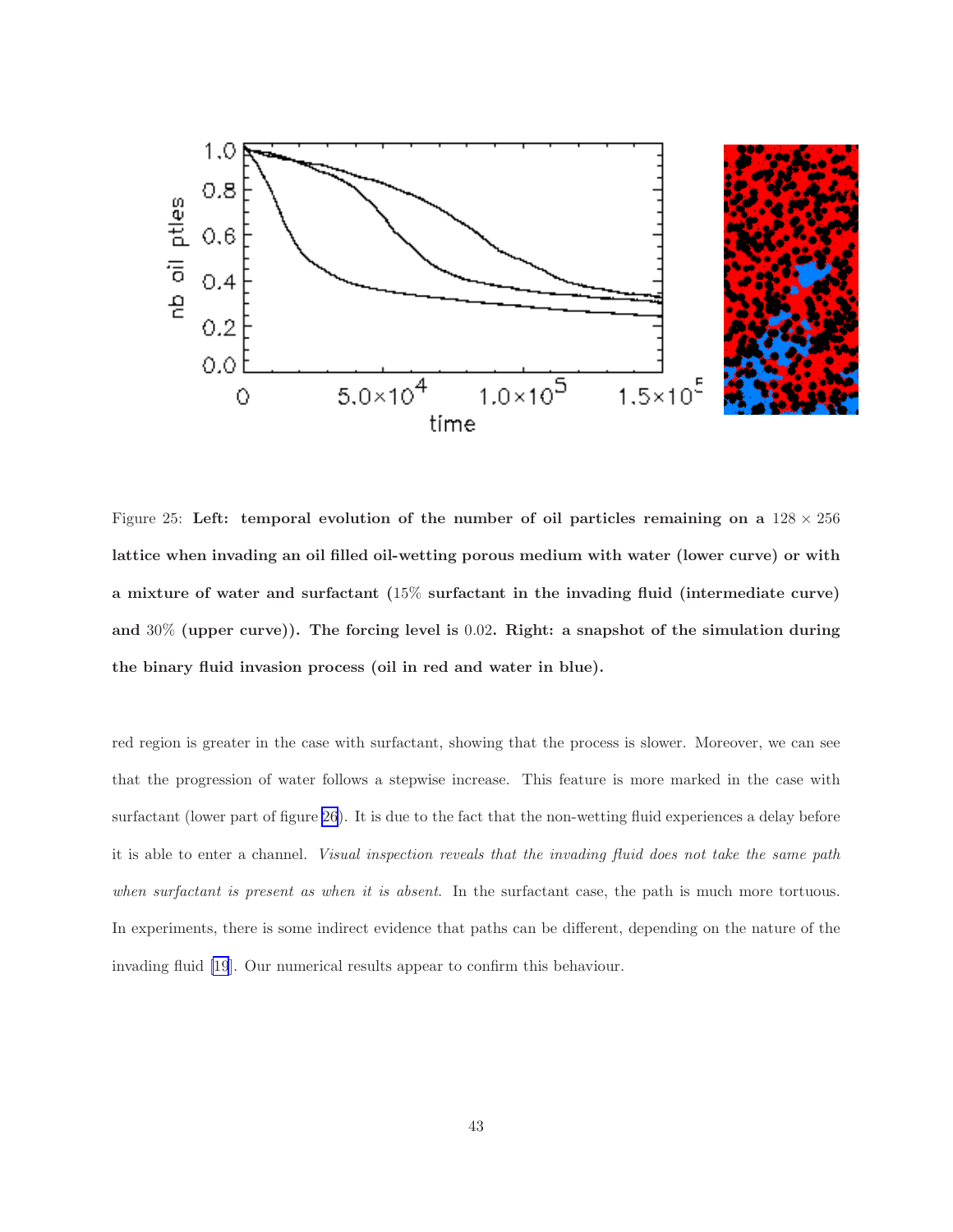Figure 25: **Left: temporal evolution of the number of oil particles remaining on a $128 \times 256$ lattice when invading an oil filled oil-wetting porous medium with water (lower curve) or with a mixture of water and surfactant (15% surfactant in the invading fluid (intermediate curve) and 30% (upper curve)). The forcing level is 0.02. Right: a snapshot of the simulation during the binary fluid invasion process (oil in red and water in blue).**

red region is greater in the case with surfactant, showing that the process is slower. Moreover, we can see that the progression of water follows a stepwise increase. This feature is more marked in the case with surfactant (lower part of figure 26). It is due to the fact that the non-wetting fluid experiences a delay before it is able to enter a channel. *Visual inspection reveals that the invading fluid does not take the same path when surfactant is present as when it is absent.* In the surfactant case, the path is much more tortuous. In experiments, there is some indirect evidence that paths can be different, depending on the nature of the invading fluid [19]. Our numerical results appear to confirm this behaviour.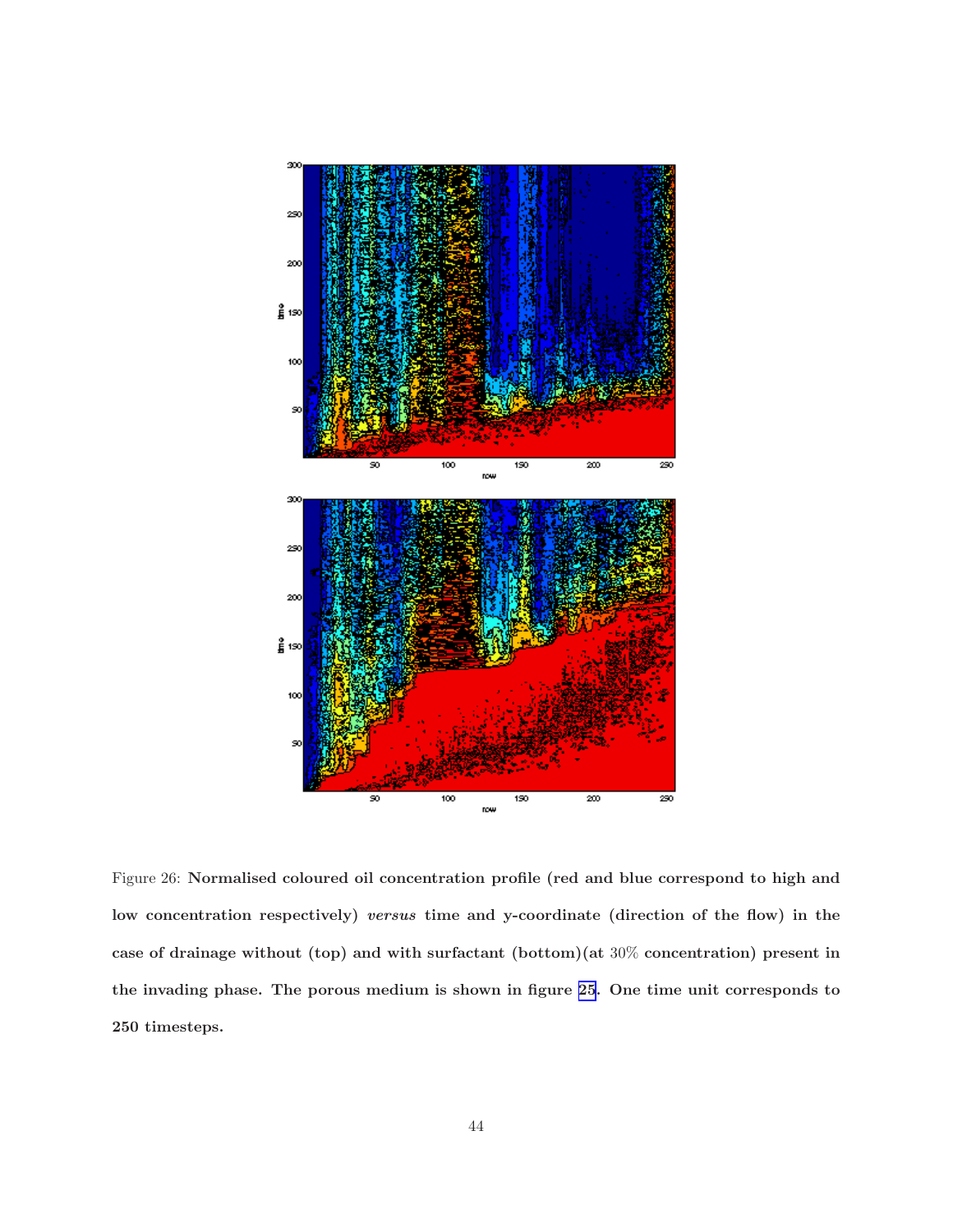Figure 26: **Normalised coloured oil concentration profile (red and blue correspond to high and low concentration respectively)** ***versus*** **time and y-coordinate (direction of the flow) in the case of drainage without (top) and with surfactant (bottom)(at** 30% **concentration) present in the invading phase. The porous medium is shown in figure 25. One time unit corresponds to 250 timesteps.**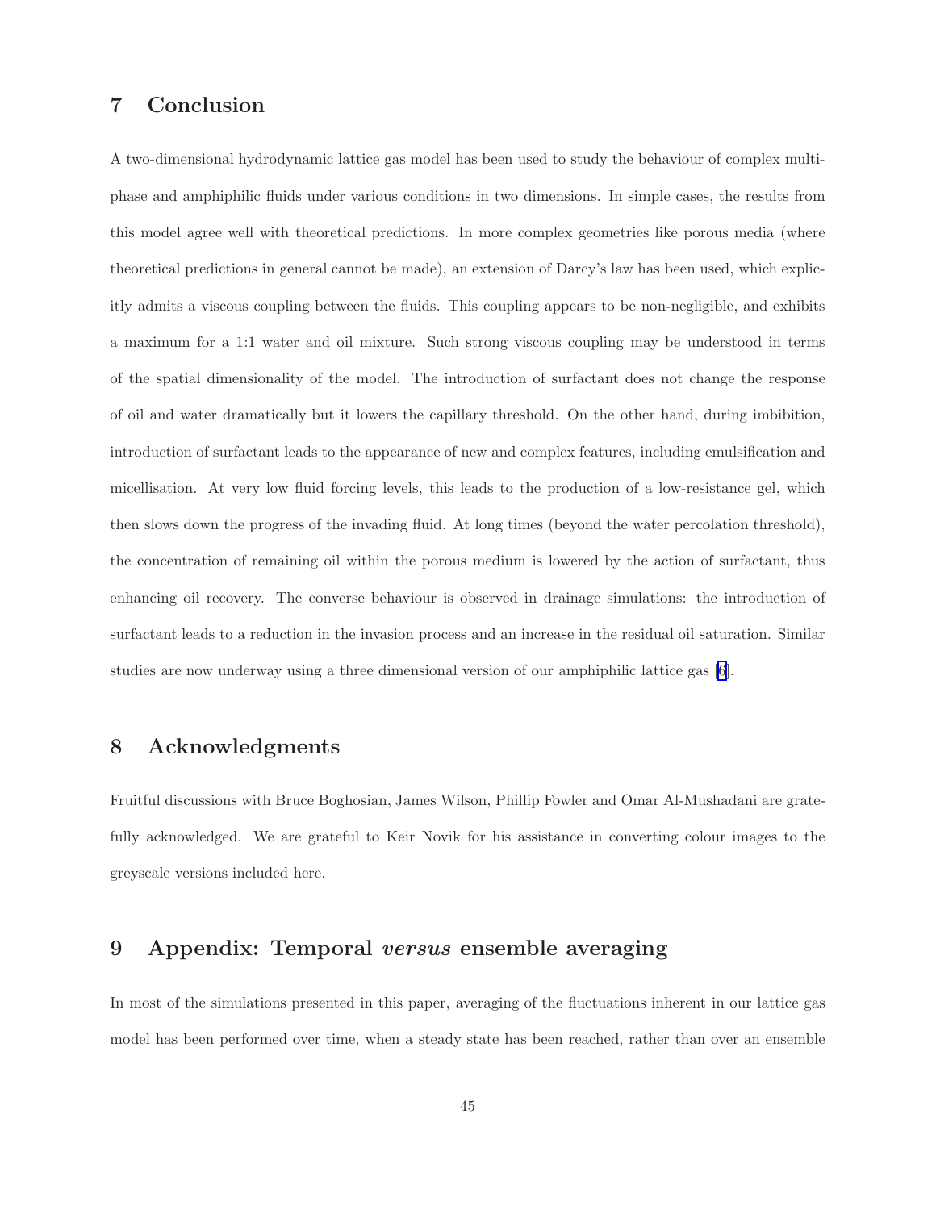## 7 Conclusion

A two-dimensional hydrodynamic lattice gas model has been used to study the behaviour of complex multiphase and amphiphilic fluids under various conditions in two dimensions. In simple cases, the results from this model agree well with theoretical predictions. In more complex geometries like porous media (where theoretical predictions in general cannot be made), an extension of Darcy's law has been used, which explicitly admits a viscous coupling between the fluids. This coupling appears to be non-negligible, and exhibits a maximum for a 1:1 water and oil mixture. Such strong viscous coupling may be understood in terms of the spatial dimensionality of the model. The introduction of surfactant does not change the response of oil and water dramatically but it lowers the capillary threshold. On the other hand, during imbibition, introduction of surfactant leads to the appearance of new and complex features, including emulsification and micellisation. At very low fluid forcing levels, this leads to the production of a low-resistance gel, which then slows down the progress of the invading fluid. At long times (beyond the water percolation threshold), the concentration of remaining oil within the porous medium is lowered by the action of surfactant, thus enhancing oil recovery. The converse behaviour is observed in drainage simulations: the introduction of surfactant leads to a reduction in the invasion process and an increase in the residual oil saturation. Similar studies are now underway using a three dimensional version of our amphiphilic lattice gas [6].

## 8 Acknowledgments

Fruitful discussions with Bruce Boghosian, James Wilson, Phillip Fowler and Omar Al-Mushadani are gratefully acknowledged. We are grateful to Keir Novik for his assistance in converting colour images to the greyscale versions included here.

## 9 Appendix: Temporal *versus* ensemble averaging

In most of the simulations presented in this paper, averaging of the fluctuations inherent in our lattice gas model has been performed over time, when a steady state has been reached, rather than over an ensemble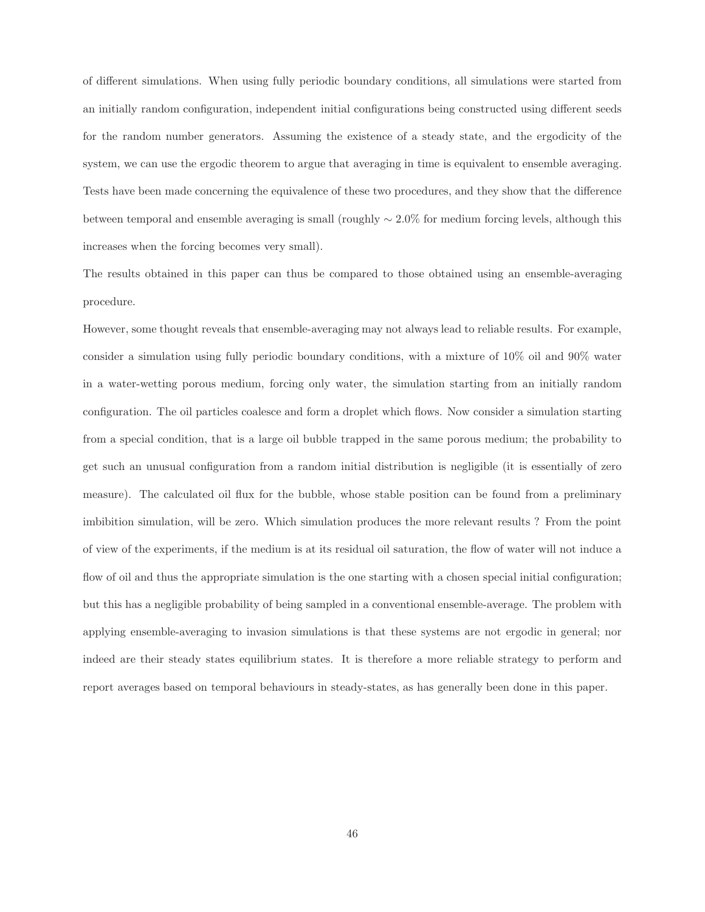of different simulations. When using fully periodic boundary conditions, all simulations were started from an initially random configuration, independent initial configurations being constructed using different seeds for the random number generators. Assuming the existence of a steady state, and the ergodicity of the system, we can use the ergodic theorem to argue that averaging in time is equivalent to ensemble averaging. Tests have been made concerning the equivalence of these two procedures, and they show that the difference between temporal and ensemble averaging is small (roughly $\sim 2.0\%$ for medium forcing levels, although this increases when the forcing becomes very small).

The results obtained in this paper can thus be compared to those obtained using an ensemble-averaging procedure.

However, some thought reveals that ensemble-averaging may not always lead to reliable results. For example, consider a simulation using fully periodic boundary conditions, with a mixture of 10% oil and 90% water in a water-wetting porous medium, forcing only water, the simulation starting from an initially random configuration. The oil particles coalesce and form a droplet which flows. Now consider a simulation starting from a special condition, that is a large oil bubble trapped in the same porous medium; the probability to get such an unusual configuration from a random initial distribution is negligible (it is essentially of zero measure). The calculated oil flux for the bubble, whose stable position can be found from a preliminary imbibition simulation, will be zero. Which simulation produces the more relevant results ? From the point of view of the experiments, if the medium is at its residual oil saturation, the flow of water will not induce a flow of oil and thus the appropriate simulation is the one starting with a chosen special initial configuration; but this has a negligible probability of being sampled in a conventional ensemble-average. The problem with applying ensemble-averaging to invasion simulations is that these systems are not ergodic in general; nor indeed are their steady states equilibrium states. It is therefore a more reliable strategy to perform and report averages based on temporal behaviours in steady-states, as has generally been done in this paper.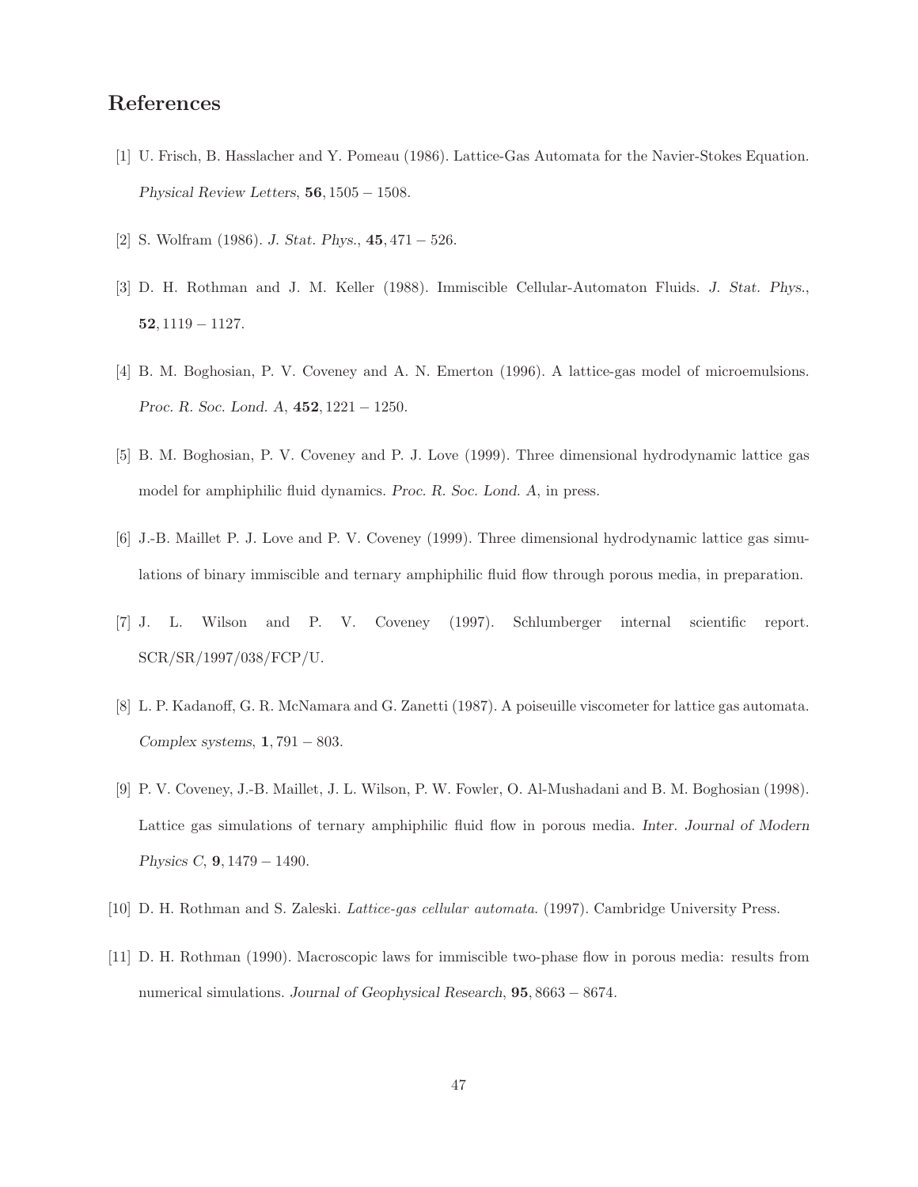# References

[1] U. Frisch, B. Hasslacher and Y. Pomeau (1986). Lattice-Gas Automata for the Navier-Stokes Equation. *Physical Review Letters*, **56**, 1505 − 1508.

[2] S. Wolfram (1986). *J. Stat. Phys.*, **45**, 471 − 526.

[3] D. H. Rothman and J. M. Keller (1988). Immiscible Cellular-Automaton Fluids. *J. Stat. Phys.*, **52**, 1119 − 1127.

[4] B. M. Boghosian, P. V. Coveney and A. N. Emerton (1996). A lattice-gas model of microemulsions. *Proc. R. Soc. Lond. A*, **452**, 1221 − 1250.

[5] B. M. Boghosian, P. V. Coveney and P. J. Love (1999). Three dimensional hydrodynamic lattice gas model for amphiphilic fluid dynamics. *Proc. R. Soc. Lond. A*, in press.

[6] J.-B. Maillet P. J. Love and P. V. Coveney (1999). Three dimensional hydrodynamic lattice gas simulations of binary immiscible and ternary amphiphilic fluid flow through porous media, in preparation.

[7] J. L. Wilson and P. V. Coveney (1997). Schlumberger internal scientific report. SCR/SR/1997/038/FCP/U.

[8] L. P. Kadanoff, G. R. McNamara and G. Zanetti (1987). A poiseuille viscometer for lattice gas automata. *Complex systems*, **1**, 791 − 803.

[9] P. V. Coveney, J.-B. Maillet, J. L. Wilson, P. W. Fowler, O. Al-Mushadani and B. M. Boghosian (1998). Lattice gas simulations of ternary amphiphilic fluid flow in porous media. *Inter. Journal of Modern Physics C*, **9**, 1479 − 1490.

[10] D. H. Rothman and S. Zaleski. *Lattice-gas cellular automata*. (1997). Cambridge University Press.

[11] D. H. Rothman (1990). Macroscopic laws for immiscible two-phase flow in porous media: results from numerical simulations. *Journal of Geophysical Research*, **95**, 8663 − 8674.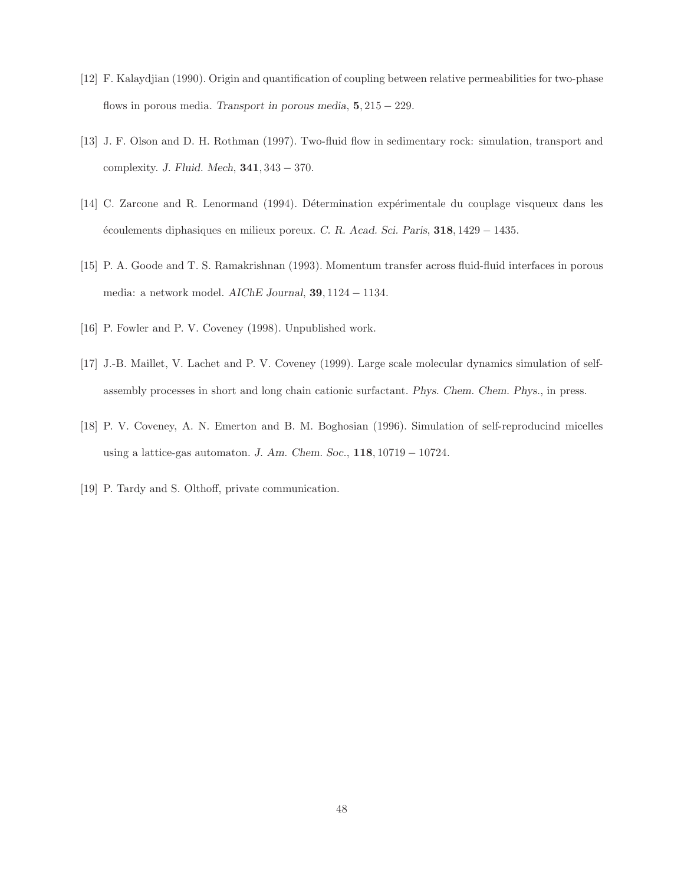[12] F. Kalaydjian (1990). Origin and quantification of coupling between relative permeabilities for two-phase flows in porous media. *Transport in porous media*, **5**, 215 − 229.

[13] J. F. Olson and D. H. Rothman (1997). Two-fluid flow in sedimentary rock: simulation, transport and complexity. *J. Fluid. Mech*, **341**, 343 − 370.

[14] C. Zarcone and R. Lenormand (1994). Détermination expérimentale du couplage visqueux dans les écoulements diphasiques en milieux poreux. *C. R. Acad. Sci. Paris*, **318**, 1429 − 1435.

[15] P. A. Goode and T. S. Ramakrishnan (1993). Momentum transfer across fluid-fluid interfaces in porous media: a network model. *AIChE Journal*, **39**, 1124 − 1134.

[16] P. Fowler and P. V. Coveney (1998). Unpublished work.

[17] J.-B. Maillet, V. Lachet and P. V. Coveney (1999). Large scale molecular dynamics simulation of self-assembly processes in short and long chain cationic surfactant. *Phys. Chem. Chem. Phys.*, in press.

[18] P. V. Coveney, A. N. Emerton and B. M. Boghosian (1996). Simulation of self-reproducind micelles using a lattice-gas automaton. *J. Am. Chem. Soc.*, **118**, 10719 − 10724.

[19] P. Tardy and S. Olthoff, private communication.